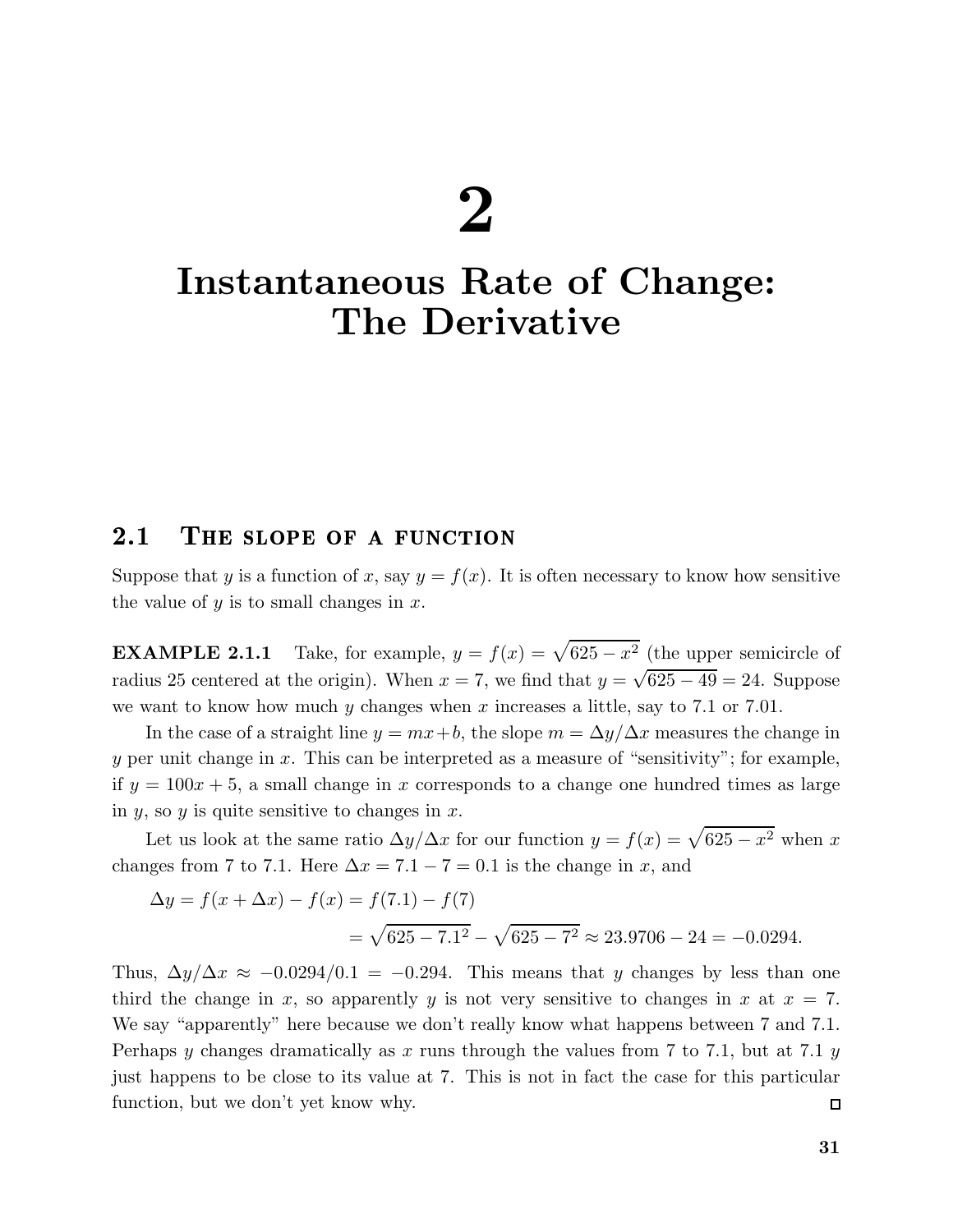# 2

# Instantaneous Rate of Change: The Derivative

## 2.1 The slope of a function

Suppose that $y$ is a function of $x$, say $y = f(x)$. It is often necessary to know how sensitive the value of $y$ is to small changes in $x$.

**EXAMPLE 2.1.1** Take, for example, $y = f(x) = \sqrt{625 - x^2}$ (the upper semicircle of radius 25 centered at the origin). When $x = 7$, we find that $y = \sqrt{625 - 49} = 24$. Suppose we want to know how much $y$ changes when $x$ increases a little, say to 7.1 or 7.01.

In the case of a straight line $y = mx+b$, the slope $m = \Delta y/\Delta x$ measures the change in $y$ per unit change in $x$. This can be interpreted as a measure of "sensitivity"; for example, if $y = 100x + 5$, a small change in $x$ corresponds to a change one hundred times as large in $y$, so $y$ is quite sensitive to changes in $x$.

Let us look at the same ratio $\Delta y/\Delta x$ for our function $y = f(x) = \sqrt{625 - x^2}$ when $x$ changes from 7 to 7.1. Here $\Delta x = 7.1 - 7 = 0.1$ is the change in $x$, and

$$
\begin{aligned}
\Delta y = f(x + \Delta x) - f(x) &= f(7.1) - f(7) \\
&= \sqrt{625 - 7.1^2} - \sqrt{625 - 7^2} \approx 23.9706 - 24 = -0.0294.
\end{aligned}
$$

Thus, $\Delta y/\Delta x \approx -0.0294/0.1 = -0.294$. This means that $y$ changes by less than one third the change in $x$, so apparently $y$ is not very sensitive to changes in $x$ at $x = 7$. We say "apparently" here because we don't really know what happens between 7 and 7.1. Perhaps $y$ changes dramatically as $x$ runs through the values from 7 to 7.1, but at 7.1 $y$ just happens to be close to its value at 7. This is not in fact the case for this particular function, but we don't yet know why. □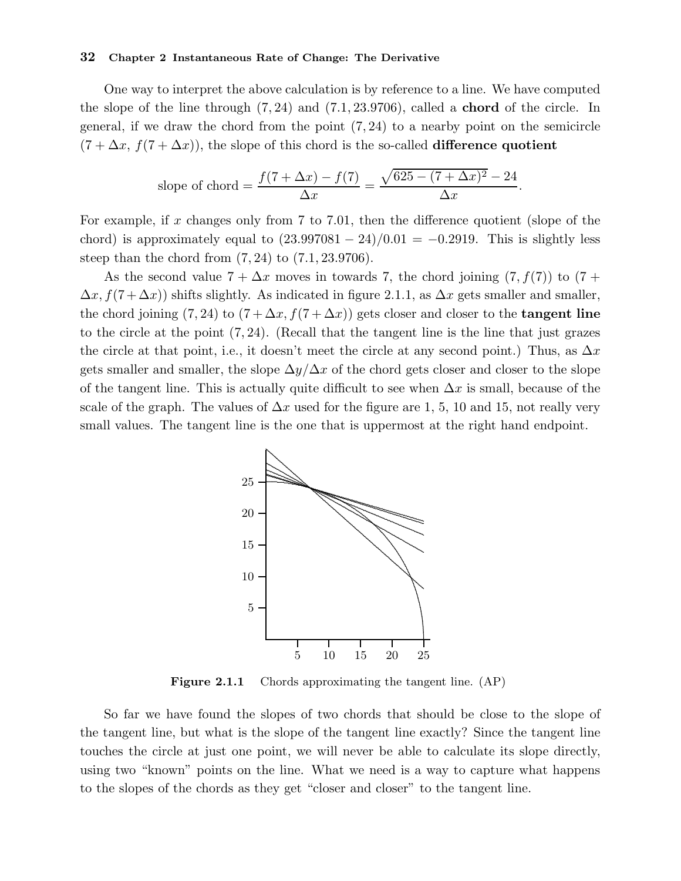One way to interpret the above calculation is by reference to a line. We have computed the slope of the line through $(7, 24)$ and $(7.1, 23.9706)$, called a **chord** of the circle. In general, if we draw the chord from the point $(7, 24)$ to a nearby point on the semicircle $(7 + \Delta x,\ f(7 + \Delta x))$, the slope of this chord is the so-called **difference quotient**

$$\text{slope of chord} = \frac{f(7 + \Delta x) - f(7)}{\Delta x} = \frac{\sqrt{625 - (7 + \Delta x)^2} - 24}{\Delta x}.$$

For example, if $x$ changes only from 7 to 7.01, then the difference quotient (slope of the chord) is approximately equal to $(23.997081 - 24)/0.01 = -0.2919$. This is slightly less steep than the chord from $(7, 24)$ to $(7.1, 23.9706)$.

As the second value $7 + \Delta x$ moves in towards 7, the chord joining $(7, f(7))$ to $(7 + \Delta x, f(7 + \Delta x))$ shifts slightly. As indicated in figure 2.1.1, as $\Delta x$ gets smaller and smaller, the chord joining $(7, 24)$ to $(7 + \Delta x, f(7 + \Delta x))$ gets closer and closer to the **tangent line** to the circle at the point $(7, 24)$. (Recall that the tangent line is the line that just grazes the circle at that point, i.e., it doesn't meet the circle at any second point.) Thus, as $\Delta x$ gets smaller and smaller, the slope $\Delta y/\Delta x$ of the chord gets closer and closer to the slope of the tangent line. This is actually quite difficult to see when $\Delta x$ is small, because of the scale of the graph. The values of $\Delta x$ used for the figure are 1, 5, 10 and 15, not really very small values. The tangent line is the one that is uppermost at the right hand endpoint.

**Figure 2.1.1** Chords approximating the tangent line. (AP)

So far we have found the slopes of two chords that should be close to the slope of the tangent line, but what is the slope of the tangent line exactly? Since the tangent line touches the circle at just one point, we will never be able to calculate its slope directly, using two "known" points on the line. What we need is a way to capture what happens to the slopes of the chords as they get "closer and closer" to the tangent line.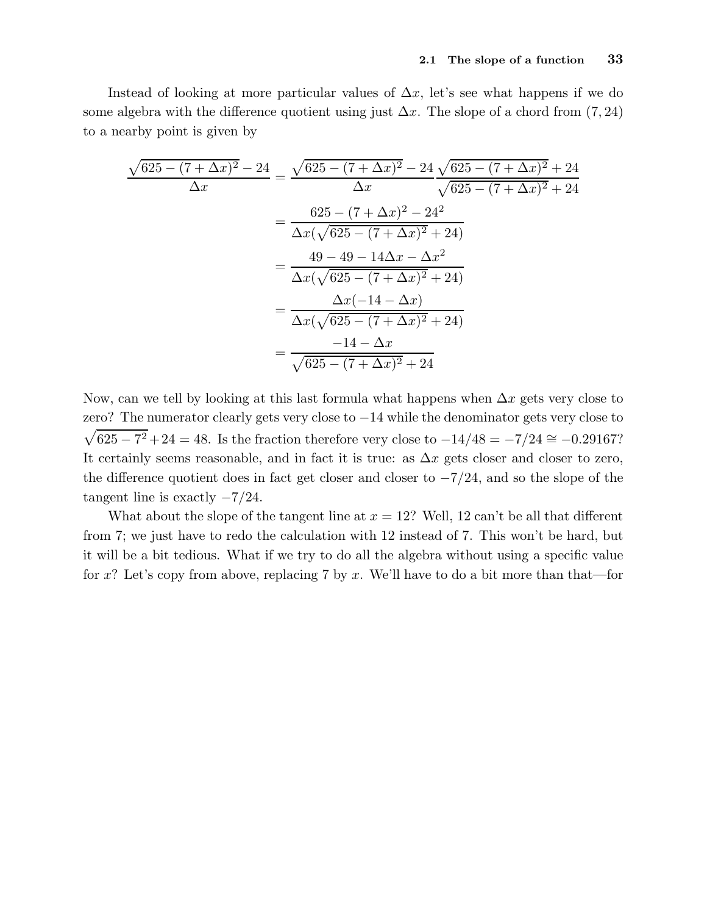Instead of looking at more particular values of $\Delta x$, let's see what happens if we do some algebra with the difference quotient using just $\Delta x$. The slope of a chord from $(7, 24)$ to a nearby point is given by

$$
\begin{aligned}
\frac{\sqrt{625-(7+\Delta x)^2}-24}{\Delta x} &= \frac{\sqrt{625-(7+\Delta x)^2}-24}{\Delta x}\frac{\sqrt{625-(7+\Delta x)^2}+24}{\sqrt{625-(7+\Delta x)^2}+24} \\
&= \frac{625-(7+\Delta x)^2-24^2}{\Delta x(\sqrt{625-(7+\Delta x)^2}+24)} \\
&= \frac{49-49-14\Delta x-\Delta x^2}{\Delta x(\sqrt{625-(7+\Delta x)^2}+24)} \\
&= \frac{\Delta x(-14-\Delta x)}{\Delta x(\sqrt{625-(7+\Delta x)^2}+24)} \\
&= \frac{-14-\Delta x}{\sqrt{625-(7+\Delta x)^2}+24}
\end{aligned}
$$

Now, can we tell by looking at this last formula what happens when $\Delta x$ gets very close to zero? The numerator clearly gets very close to $-14$ while the denominator gets very close to $\sqrt{625-7^2}+24 = 48$. Is the fraction therefore very close to $-14/48 = -7/24 \cong -0.29167$? It certainly seems reasonable, and in fact it is true: as $\Delta x$ gets closer and closer to zero, the difference quotient does in fact get closer and closer to $-7/24$, and so the slope of the tangent line is exactly $-7/24$.

What about the slope of the tangent line at $x = 12$? Well, 12 can't be all that different from 7; we just have to redo the calculation with 12 instead of 7. This won't be hard, but it will be a bit tedious. What if we try to do all the algebra without using a specific value for $x$? Let's copy from above, replacing 7 by $x$. We'll have to do a bit more than that—for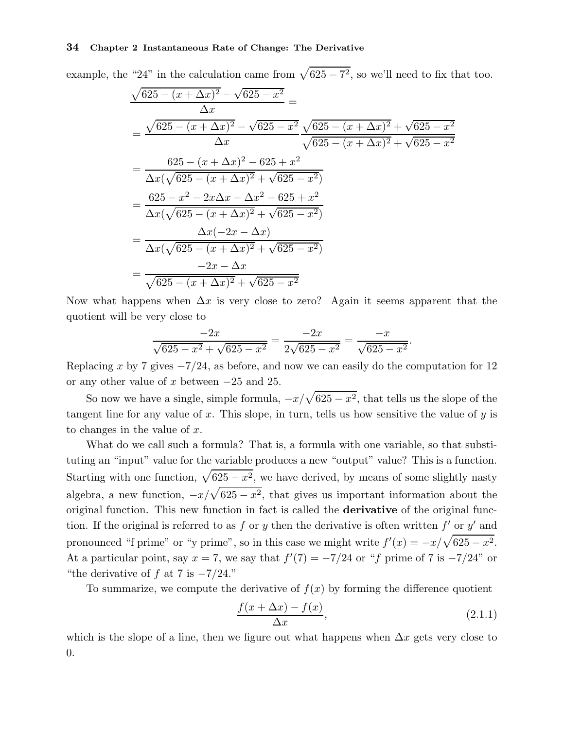example, the "24" in the calculation came from $\sqrt{625-7^2}$, so we'll need to fix that too.

$$
\begin{aligned}
&\frac{\sqrt{625-(x+\Delta x)^2}-\sqrt{625-x^2}}{\Delta x} = \\
&= \frac{\sqrt{625-(x+\Delta x)^2}-\sqrt{625-x^2}}{\Delta x}\frac{\sqrt{625-(x+\Delta x)^2}+\sqrt{625-x^2}}{\sqrt{625-(x+\Delta x)^2}+\sqrt{625-x^2}} \\
&= \frac{625-(x+\Delta x)^2-625+x^2}{\Delta x(\sqrt{625-(x+\Delta x)^2}+\sqrt{625-x^2})} \\
&= \frac{625-x^2-2x\Delta x-\Delta x^2-625+x^2}{\Delta x(\sqrt{625-(x+\Delta x)^2}+\sqrt{625-x^2})} \\
&= \frac{\Delta x(-2x-\Delta x)}{\Delta x(\sqrt{625-(x+\Delta x)^2}+\sqrt{625-x^2})} \\
&= \frac{-2x-\Delta x}{\sqrt{625-(x+\Delta x)^2}+\sqrt{625-x^2}}
\end{aligned}
$$

Now what happens when $\Delta x$ is very close to zero? Again it seems apparent that the quotient will be very close to

$$\frac{-2x}{\sqrt{625-x^2}+\sqrt{625-x^2}} = \frac{-2x}{2\sqrt{625-x^2}} = \frac{-x}{\sqrt{625-x^2}}.$$

Replacing $x$ by 7 gives $-7/24$, as before, and now we can easily do the computation for 12 or any other value of $x$ between $-25$ and 25.

So now we have a single, simple formula, $-x/\sqrt{625-x^2}$, that tells us the slope of the tangent line for any value of $x$. This slope, in turn, tells us how sensitive the value of $y$ is to changes in the value of $x$.

What do we call such a formula? That is, a formula with one variable, so that substituting an "input" value for the variable produces a new "output" value? This is a function. Starting with one function, $\sqrt{625-x^2}$, we have derived, by means of some slightly nasty algebra, a new function, $-x/\sqrt{625-x^2}$, that gives us important information about the original function. This new function in fact is called the **derivative** of the original function. If the original is referred to as $f$ or $y$ then the derivative is often written $f'$ or $y'$ and pronounced "f prime" or "y prime", so in this case we might write $f'(x) = -x/\sqrt{625-x^2}$. At a particular point, say $x = 7$, we say that $f'(7) = -7/24$ or "$f$ prime of 7 is $-7/24$" or "the derivative of $f$ at 7 is $-7/24$."

To summarize, we compute the derivative of $f(x)$ by forming the difference quotient

$$\frac{f(x+\Delta x)-f(x)}{\Delta x}, \tag{2.1.1}$$

which is the slope of a line, then we figure out what happens when $\Delta x$ gets very close to 0.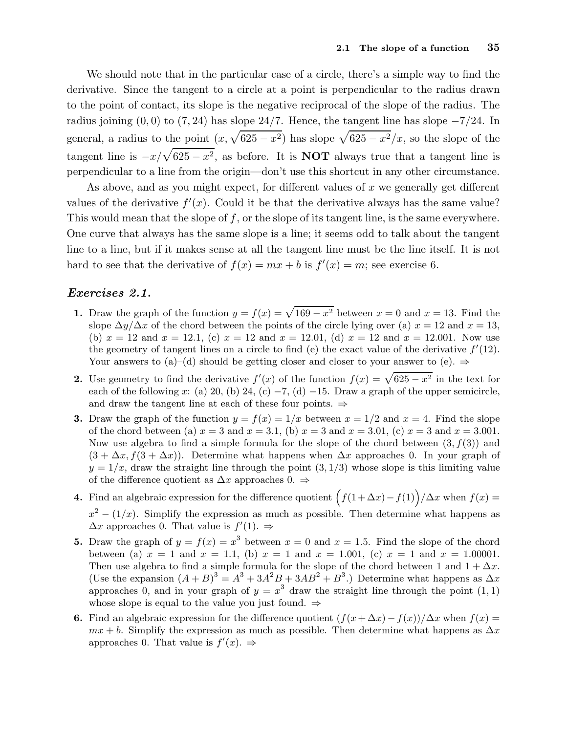We should note that in the particular case of a circle, there's a simple way to find the derivative. Since the tangent to a circle at a point is perpendicular to the radius drawn to the point of contact, its slope is the negative reciprocal of the slope of the radius. The radius joining $(0, 0)$ to $(7, 24)$ has slope $24/7$. Hence, the tangent line has slope $-7/24$. In general, a radius to the point $(x, \sqrt{625 - x^2})$ has slope $\sqrt{625 - x^2}/x$, so the slope of the tangent line is $-x/\sqrt{625 - x^2}$, as before. It is **NOT** always true that a tangent line is perpendicular to a line from the origin—don't use this shortcut in any other circumstance.

As above, and as you might expect, for different values of $x$ we generally get different values of the derivative $f'(x)$. Could it be that the derivative always has the same value? This would mean that the slope of $f$, or the slope of its tangent line, is the same everywhere. One curve that always has the same slope is a line; it seems odd to talk about the tangent line to a line, but if it makes sense at all the tangent line must be the line itself. It is not hard to see that the derivative of $f(x) = mx + b$ is $f'(x) = m$; see exercise 6.

### *Exercises 2.1.*

1. Draw the graph of the function $y = f(x) = \sqrt{169 - x^2}$ between $x = 0$ and $x = 13$. Find the slope $\Delta y/\Delta x$ of the chord between the points of the circle lying over (a) $x = 12$ and $x = 13$, (b) $x = 12$ and $x = 12.1$, (c) $x = 12$ and $x = 12.01$, (d) $x = 12$ and $x = 12.001$. Now use the geometry of tangent lines on a circle to find (e) the exact value of the derivative $f'(12)$. Your answers to (a)–(d) should be getting closer and closer to your answer to (e). ⇒

2. Use geometry to find the derivative $f'(x)$ of the function $f(x) = \sqrt{625 - x^2}$ in the text for each of the following $x$: (a) 20, (b) 24, (c) $-7$, (d) $-15$. Draw a graph of the upper semicircle, and draw the tangent line at each of these four points. ⇒

3. Draw the graph of the function $y = f(x) = 1/x$ between $x = 1/2$ and $x = 4$. Find the slope of the chord between (a) $x = 3$ and $x = 3.1$, (b) $x = 3$ and $x = 3.01$, (c) $x = 3$ and $x = 3.001$. Now use algebra to find a simple formula for the slope of the chord between $(3, f(3))$ and $(3 + \Delta x, f(3 + \Delta x))$. Determine what happens when $\Delta x$ approaches 0. In your graph of $y = 1/x$, draw the straight line through the point $(3, 1/3)$ whose slope is this limiting value of the difference quotient as $\Delta x$ approaches 0. ⇒

4. Find an algebraic expression for the difference quotient $\big(f(1+\Delta x) - f(1)\big)/\Delta x$ when $f(x) = x^2 - (1/x)$. Simplify the expression as much as possible. Then determine what happens as $\Delta x$ approaches 0. That value is $f'(1)$. ⇒

5. Draw the graph of $y = f(x) = x^3$ between $x = 0$ and $x = 1.5$. Find the slope of the chord between (a) $x = 1$ and $x = 1.1$, (b) $x = 1$ and $x = 1.001$, (c) $x = 1$ and $x = 1.00001$. Then use algebra to find a simple formula for the slope of the chord between 1 and $1 + \Delta x$. (Use the expansion $(A + B)^3 = A^3 + 3A^2B + 3AB^2 + B^3$.) Determine what happens as $\Delta x$ approaches 0, and in your graph of $y = x^3$ draw the straight line through the point $(1, 1)$ whose slope is equal to the value you just found. ⇒

6. Find an algebraic expression for the difference quotient $(f(x + \Delta x) - f(x))/\Delta x$ when $f(x) = mx + b$. Simplify the expression as much as possible. Then determine what happens as $\Delta x$ approaches 0. That value is $f'(x)$. ⇒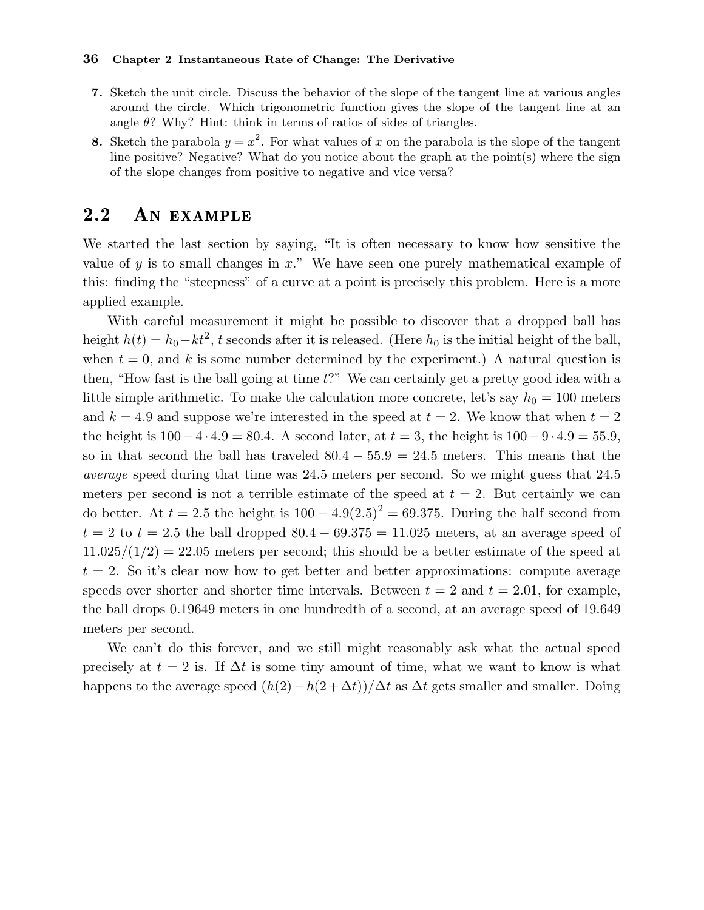7. Sketch the unit circle. Discuss the behavior of the slope of the tangent line at various angles around the circle. Which trigonometric function gives the slope of the tangent line at an angle $\theta$? Why? Hint: think in terms of ratios of sides of triangles.
8. Sketch the parabola $y = x^2$. For what values of $x$ on the parabola is the slope of the tangent line positive? Negative? What do you notice about the graph at the point(s) where the sign of the slope changes from positive to negative and vice versa?

## 2.2 An example

We started the last section by saying, "It is often necessary to know how sensitive the value of $y$ is to small changes in $x$." We have seen one purely mathematical example of this: finding the "steepness" of a curve at a point is precisely this problem. Here is a more applied example.

With careful measurement it might be possible to discover that a dropped ball has height $h(t) = h_0 - kt^2$, $t$ seconds after it is released. (Here $h_0$ is the initial height of the ball, when $t = 0$, and $k$ is some number determined by the experiment.) A natural question is then, "How fast is the ball going at time $t$?" We can certainly get a pretty good idea with a little simple arithmetic. To make the calculation more concrete, let's say $h_0 = 100$ meters and $k = 4.9$ and suppose we're interested in the speed at $t = 2$. We know that when $t = 2$ the height is $100 - 4 \cdot 4.9 = 80.4$. A second later, at $t = 3$, the height is $100 - 9 \cdot 4.9 = 55.9$, so in that second the ball has traveled $80.4 - 55.9 = 24.5$ meters. This means that the *average* speed during that time was 24.5 meters per second. So we might guess that 24.5 meters per second is not a terrible estimate of the speed at $t = 2$. But certainly we can do better. At $t = 2.5$ the height is $100 - 4.9(2.5)^2 = 69.375$. During the half second from $t = 2$ to $t = 2.5$ the ball dropped $80.4 - 69.375 = 11.025$ meters, at an average speed of $11.025/(1/2) = 22.05$ meters per second; this should be a better estimate of the speed at $t = 2$. So it's clear now how to get better and better approximations: compute average speeds over shorter and shorter time intervals. Between $t = 2$ and $t = 2.01$, for example, the ball drops 0.19649 meters in one hundredth of a second, at an average speed of 19.649 meters per second.

We can't do this forever, and we still might reasonably ask what the actual speed precisely at $t = 2$ is. If $\Delta t$ is some tiny amount of time, what we want to know is what happens to the average speed $(h(2) - h(2 + \Delta t))/\Delta t$ as $\Delta t$ gets smaller and smaller. Doing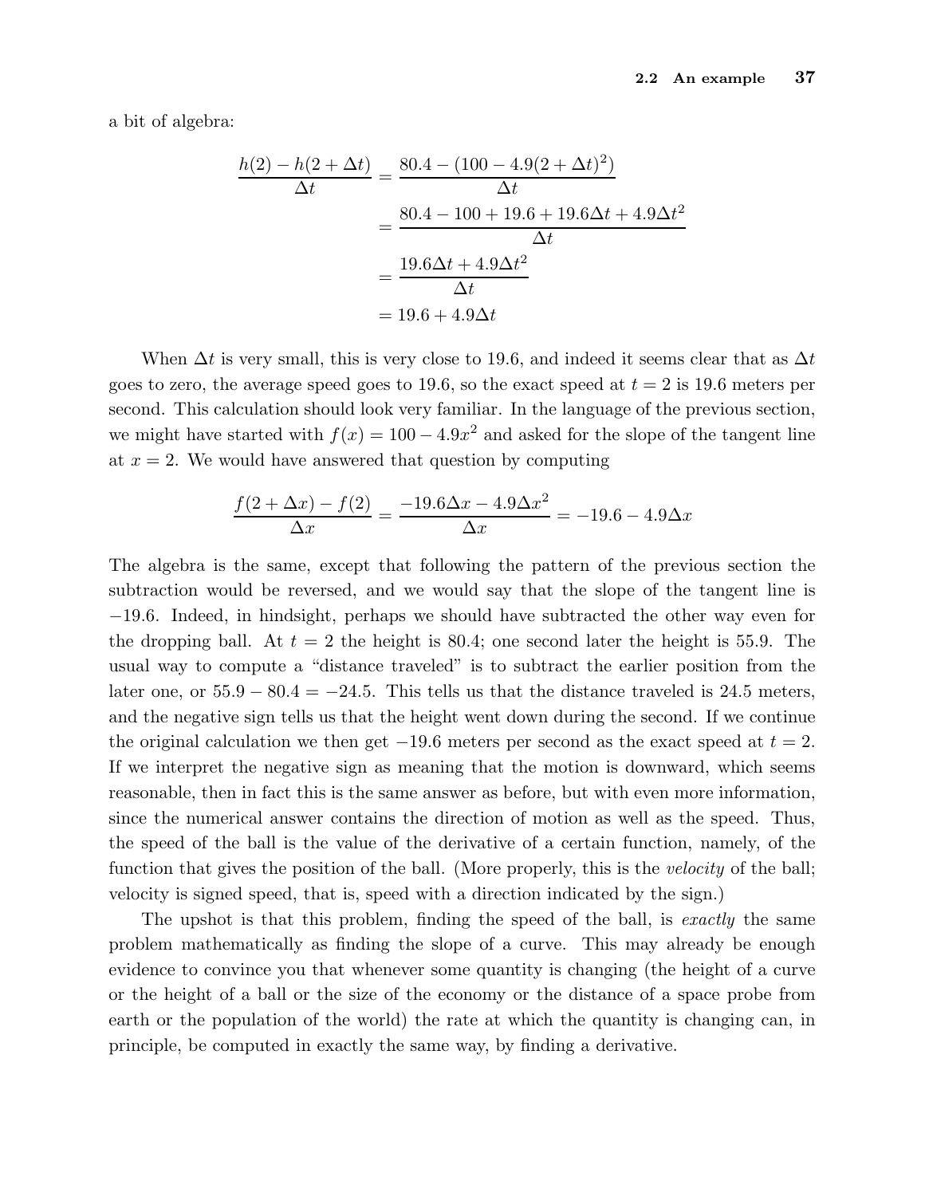a bit of algebra:

$$\begin{aligned}
\frac{h(2) - h(2 + \Delta t)}{\Delta t} &= \frac{80.4 - (100 - 4.9(2 + \Delta t)^2)}{\Delta t} \\
&= \frac{80.4 - 100 + 19.6 + 19.6\Delta t + 4.9\Delta t^2}{\Delta t} \\
&= \frac{19.6\Delta t + 4.9\Delta t^2}{\Delta t} \\
&= 19.6 + 4.9\Delta t
\end{aligned}$$

When $\Delta t$ is very small, this is very close to 19.6, and indeed it seems clear that as $\Delta t$ goes to zero, the average speed goes to 19.6, so the exact speed at $t = 2$ is 19.6 meters per second. This calculation should look very familiar. In the language of the previous section, we might have started with $f(x) = 100 - 4.9x^2$ and asked for the slope of the tangent line at $x = 2$. We would have answered that question by computing

$$\frac{f(2 + \Delta x) - f(2)}{\Delta x} = \frac{-19.6\Delta x - 4.9\Delta x^2}{\Delta x} = -19.6 - 4.9\Delta x$$

The algebra is the same, except that following the pattern of the previous section the subtraction would be reversed, and we would say that the slope of the tangent line is $-19.6$. Indeed, in hindsight, perhaps we should have subtracted the other way even for the dropping ball. At $t = 2$ the height is 80.4; one second later the height is 55.9. The usual way to compute a "distance traveled" is to subtract the earlier position from the later one, or $55.9 - 80.4 = -24.5$. This tells us that the distance traveled is 24.5 meters, and the negative sign tells us that the height went down during the second. If we continue the original calculation we then get $-19.6$ meters per second as the exact speed at $t = 2$. If we interpret the negative sign as meaning that the motion is downward, which seems reasonable, then in fact this is the same answer as before, but with even more information, since the numerical answer contains the direction of motion as well as the speed. Thus, the speed of the ball is the value of the derivative of a certain function, namely, of the function that gives the position of the ball. (More properly, this is the *velocity* of the ball; velocity is signed speed, that is, speed with a direction indicated by the sign.)

The upshot is that this problem, finding the speed of the ball, is *exactly* the same problem mathematically as finding the slope of a curve. This may already be enough evidence to convince you that whenever some quantity is changing (the height of a curve or the height of a ball or the size of the economy or the distance of a space probe from earth or the population of the world) the rate at which the quantity is changing can, in principle, be computed in exactly the same way, by finding a derivative.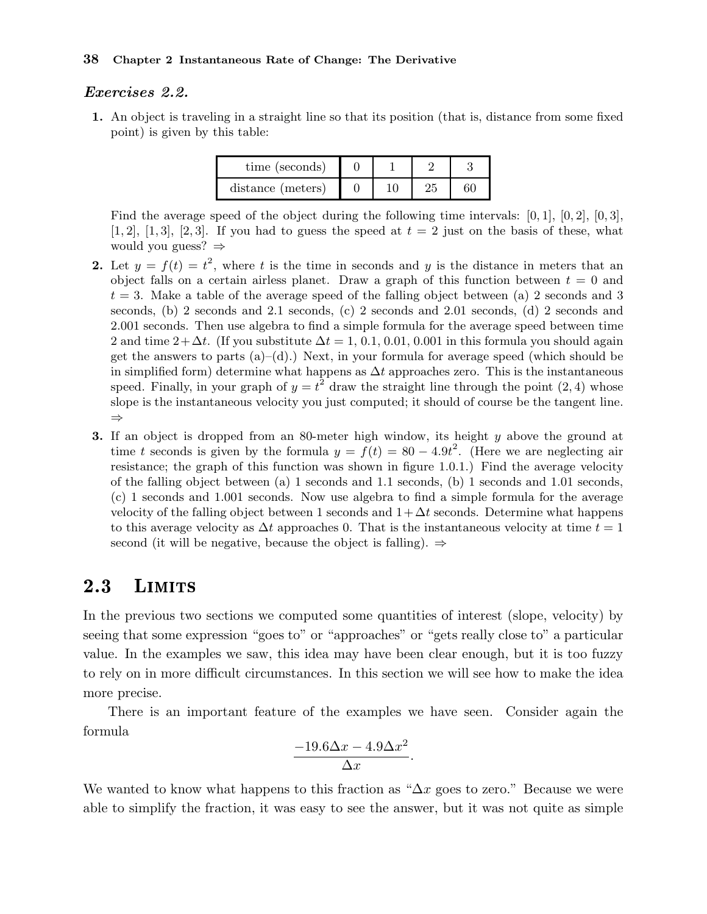### *Exercises 2.2.*

**1.** An object is traveling in a straight line so that its position (that is, distance from some fixed point) is given by this table:

| time (seconds) | 0 | 1 | 2 | 3 |
|---|---|---|---|---|
| distance (meters) | 0 | 10 | 25 | 60 |

Find the average speed of the object during the following time intervals: $[0, 1]$, $[0, 2]$, $[0, 3]$, $[1, 2]$, $[1, 3]$, $[2, 3]$. If you had to guess the speed at $t = 2$ just on the basis of these, what would you guess? ⇒

**2.** Let $y = f(t) = t^2$, where $t$ is the time in seconds and $y$ is the distance in meters that an object falls on a certain airless planet. Draw a graph of this function between $t = 0$ and $t = 3$. Make a table of the average speed of the falling object between (a) 2 seconds and 3 seconds, (b) 2 seconds and 2.1 seconds, (c) 2 seconds and 2.01 seconds, (d) 2 seconds and 2.001 seconds. Then use algebra to find a simple formula for the average speed between time 2 and time $2+\Delta t$. (If you substitute $\Delta t = 1$, 0.1, 0.01, 0.001 in this formula you should again get the answers to parts (a)–(d).) Next, in your formula for average speed (which should be in simplified form) determine what happens as $\Delta t$ approaches zero. This is the instantaneous speed. Finally, in your graph of $y = t^2$ draw the straight line through the point $(2, 4)$ whose slope is the instantaneous velocity you just computed; it should of course be the tangent line. ⇒

**3.** If an object is dropped from an 80-meter high window, its height $y$ above the ground at time $t$ seconds is given by the formula $y = f(t) = 80 - 4.9t^2$. (Here we are neglecting air resistance; the graph of this function was shown in figure 1.0.1.) Find the average velocity of the falling object between (a) 1 seconds and 1.1 seconds, (b) 1 seconds and 1.01 seconds, (c) 1 seconds and 1.001 seconds. Now use algebra to find a simple formula for the average velocity of the falling object between 1 seconds and $1+\Delta t$ seconds. Determine what happens to this average velocity as $\Delta t$ approaches 0. That is the instantaneous velocity at time $t = 1$ second (it will be negative, because the object is falling). ⇒

## 2.3 Limits

In the previous two sections we computed some quantities of interest (slope, velocity) by seeing that some expression "goes to" or "approaches" or "gets really close to" a particular value. In the examples we saw, this idea may have been clear enough, but it is too fuzzy to rely on in more difficult circumstances. In this section we will see how to make the idea more precise.

There is an important feature of the examples we have seen. Consider again the formula

$$\frac{-19.6\Delta x - 4.9\Delta x^2}{\Delta x}.$$

We wanted to know what happens to this fraction as "$\Delta x$ goes to zero." Because we were able to simplify the fraction, it was easy to see the answer, but it was not quite as simple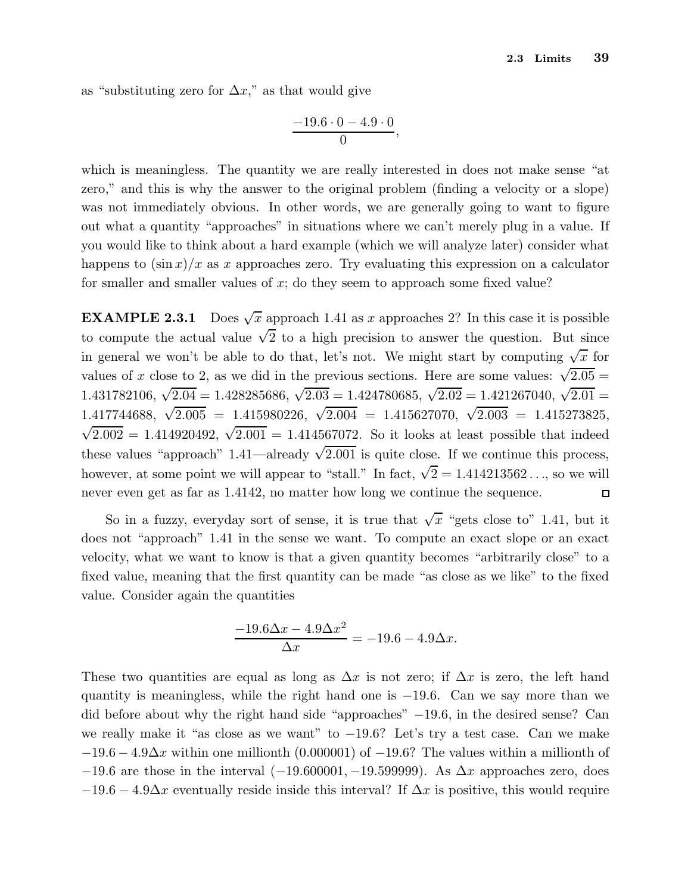as "substituting zero for $\Delta x$," as that would give

$$\frac{-19.6 \cdot 0 - 4.9 \cdot 0}{0},$$

which is meaningless. The quantity we are really interested in does not make sense "at zero," and this is why the answer to the original problem (finding a velocity or a slope) was not immediately obvious. In other words, we are generally going to want to figure out what a quantity "approaches" in situations where we can't merely plug in a value. If you would like to think about a hard example (which we will analyze later) consider what happens to $(\sin x)/x$ as $x$ approaches zero. Try evaluating this expression on a calculator for smaller and smaller values of $x$; do they seem to approach some fixed value?

**EXAMPLE 2.3.1** Does $\sqrt{x}$ approach 1.41 as $x$ approaches 2? In this case it is possible to compute the actual value $\sqrt{2}$ to a high precision to answer the question. But since in general we won't be able to do that, let's not. We might start by computing $\sqrt{x}$ for values of $x$ close to 2, as we did in the previous sections. Here are some values: $\sqrt{2.05} = 1.431782106$, $\sqrt{2.04} = 1.428285686$, $\sqrt{2.03} = 1.424780685$, $\sqrt{2.02} = 1.421267040$, $\sqrt{2.01} = 1.417744688$, $\sqrt{2.005} = 1.415980226$, $\sqrt{2.004} = 1.415627070$, $\sqrt{2.003} = 1.415273825$, $\sqrt{2.002} = 1.414920492$, $\sqrt{2.001} = 1.414567072$. So it looks at least possible that indeed these values "approach" 1.41—already $\sqrt{2.001}$ is quite close. If we continue this process, however, at some point we will appear to "stall." In fact, $\sqrt{2} = 1.414213562\ldots$, so we will never even get as far as 1.4142, no matter how long we continue the sequence. □

So in a fuzzy, everyday sort of sense, it is true that $\sqrt{x}$ "gets close to" 1.41, but it does not "approach" 1.41 in the sense we want. To compute an exact slope or an exact velocity, what we want to know is that a given quantity becomes "arbitrarily close" to a fixed value, meaning that the first quantity can be made "as close as we like" to the fixed value. Consider again the quantities

$$\frac{-19.6\Delta x - 4.9\Delta x^2}{\Delta x} = -19.6 - 4.9\Delta x.$$

These two quantities are equal as long as $\Delta x$ is not zero; if $\Delta x$ is zero, the left hand quantity is meaningless, while the right hand one is $-19.6$. Can we say more than we did before about why the right hand side "approaches" $-19.6$, in the desired sense? Can we really make it "as close as we want" to $-19.6$? Let's try a test case. Can we make $-19.6 - 4.9\Delta x$ within one millionth (0.000001) of $-19.6$? The values within a millionth of $-19.6$ are those in the interval $(-19.600001, -19.599999)$. As $\Delta x$ approaches zero, does $-19.6 - 4.9\Delta x$ eventually reside inside this interval? If $\Delta x$ is positive, this would require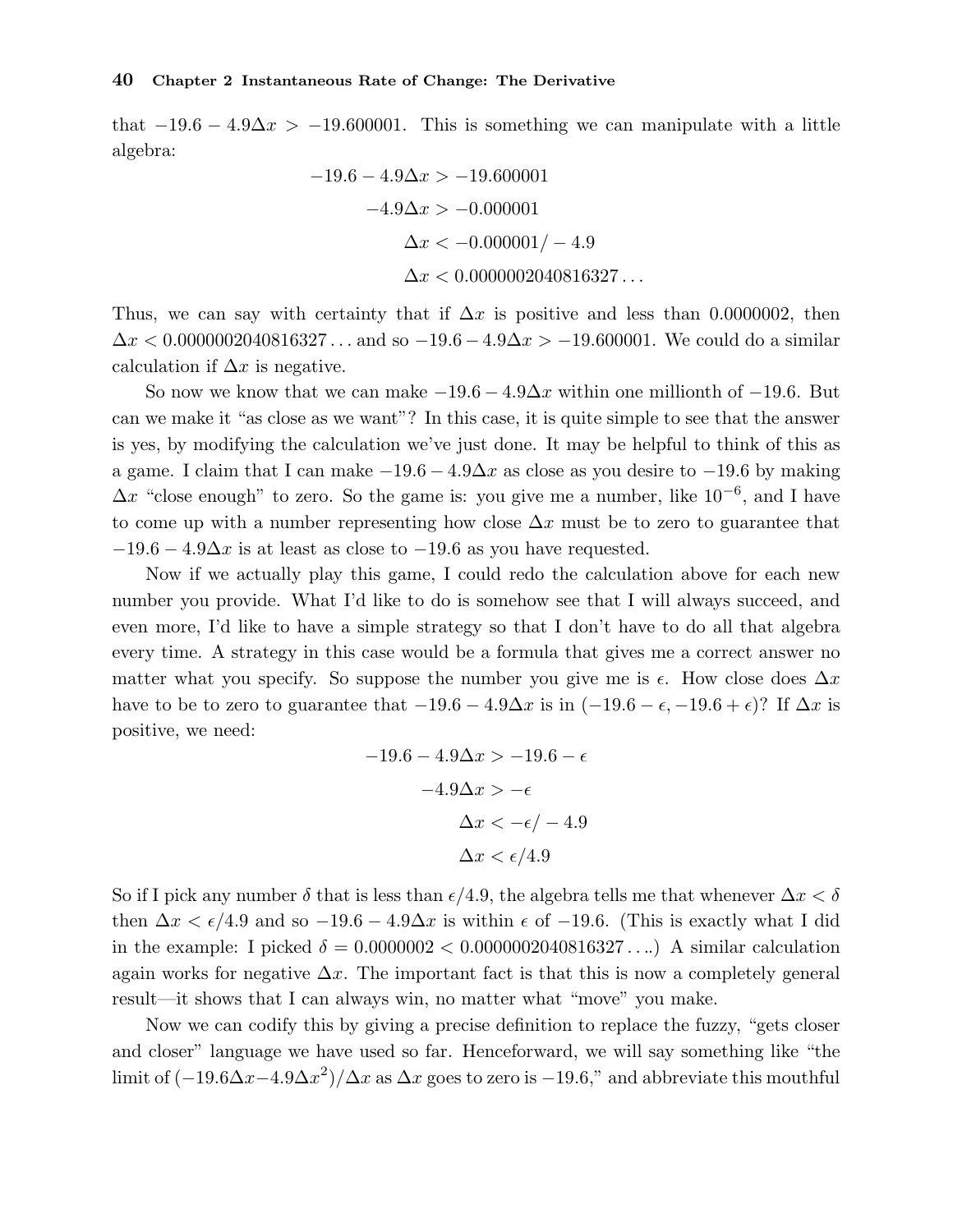that $-19.6 - 4.9\Delta x > -19.600001$. This is something we can manipulate with a little algebra:

$$
\begin{aligned}
-19.6 - 4.9\Delta x &> -19.600001 \\
-4.9\Delta x &> -0.000001 \\
\Delta x &< -0.000001/-4.9 \\
\Delta x &< 0.0000002040816327\ldots
\end{aligned}
$$

Thus, we can say with certainty that if $\Delta x$ is positive and less than $0.0000002$, then $\Delta x < 0.0000002040816327\ldots$ and so $-19.6 - 4.9\Delta x > -19.600001$. We could do a similar calculation if $\Delta x$ is negative.

So now we know that we can make $-19.6 - 4.9\Delta x$ within one millionth of $-19.6$. But can we make it "as close as we want"? In this case, it is quite simple to see that the answer is yes, by modifying the calculation we've just done. It may be helpful to think of this as a game. I claim that I can make $-19.6 - 4.9\Delta x$ as close as you desire to $-19.6$ by making $\Delta x$ "close enough" to zero. So the game is: you give me a number, like $10^{-6}$, and I have to come up with a number representing how close $\Delta x$ must be to zero to guarantee that $-19.6 - 4.9\Delta x$ is at least as close to $-19.6$ as you have requested.

Now if we actually play this game, I could redo the calculation above for each new number you provide. What I'd like to do is somehow see that I will always succeed, and even more, I'd like to have a simple strategy so that I don't have to do all that algebra every time. A strategy in this case would be a formula that gives me a correct answer no matter what you specify. So suppose the number you give me is $\epsilon$. How close does $\Delta x$ have to be to zero to guarantee that $-19.6 - 4.9\Delta x$ is in $(-19.6 - \epsilon, -19.6 + \epsilon)$? If $\Delta x$ is positive, we need:

$$
\begin{aligned}
-19.6 - 4.9\Delta x &> -19.6 - \epsilon \\
-4.9\Delta x &> -\epsilon \\
\Delta x &< -\epsilon/-4.9 \\
\Delta x &< \epsilon/4.9
\end{aligned}
$$

So if I pick any number $\delta$ that is less than $\epsilon/4.9$, the algebra tells me that whenever $\Delta x < \delta$ then $\Delta x < \epsilon/4.9$ and so $-19.6 - 4.9\Delta x$ is within $\epsilon$ of $-19.6$. (This is exactly what I did in the example: I picked $\delta = 0.0000002 < 0.0000002040816327\ldots$.) A similar calculation again works for negative $\Delta x$. The important fact is that this is now a completely general result—it shows that I can always win, no matter what "move" you make.

Now we can codify this by giving a precise definition to replace the fuzzy, "gets closer and closer" language we have used so far. Henceforward, we will say something like "the limit of $(-19.6\Delta x - 4.9\Delta x^2)/\Delta x$ as $\Delta x$ goes to zero is $-19.6$," and abbreviate this mouthful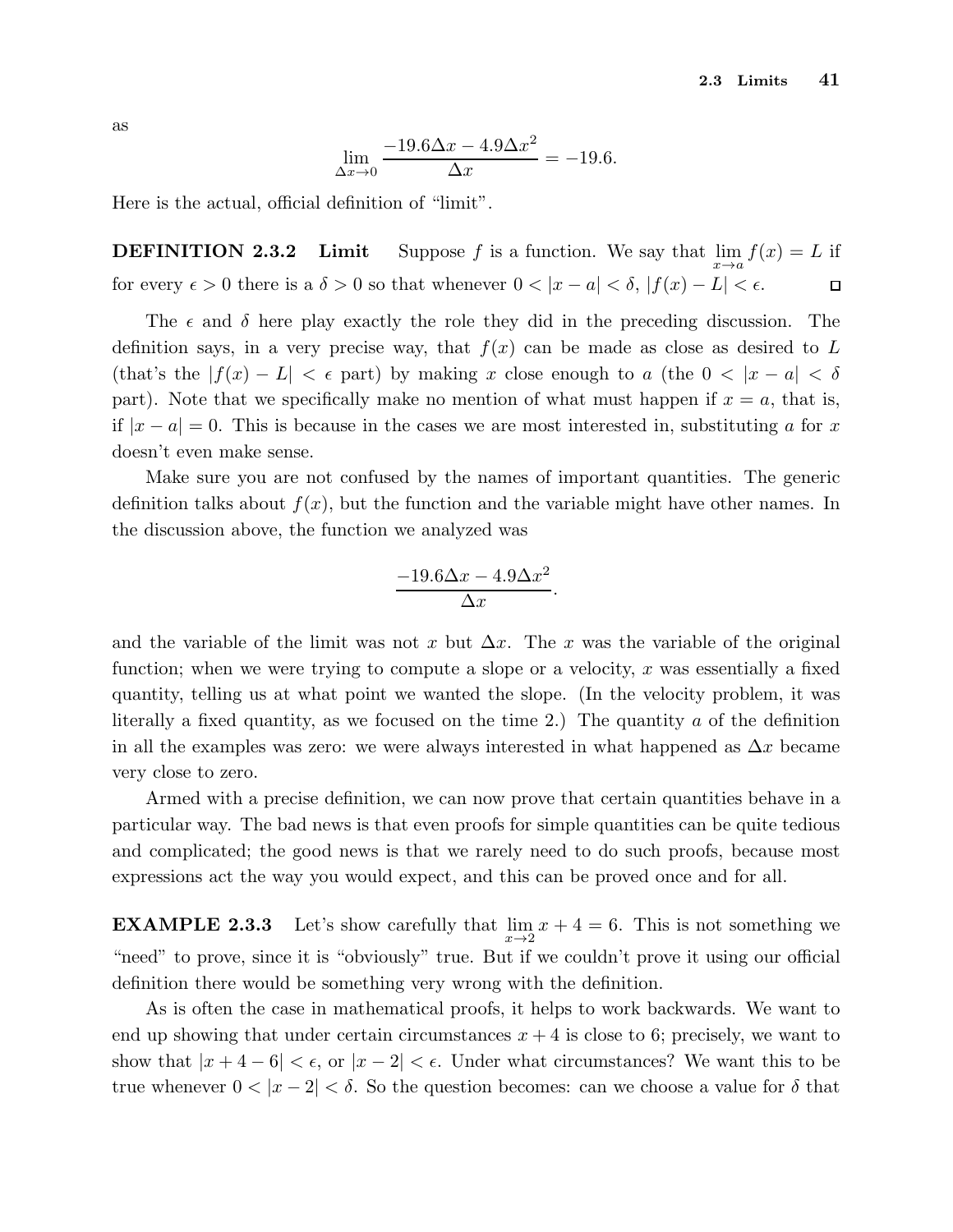as

$$\lim_{\Delta x \to 0} \frac{-19.6\Delta x - 4.9\Delta x^2}{\Delta x} = -19.6.$$

Here is the actual, official definition of "limit".

**DEFINITION 2.3.2 Limit** Suppose $f$ is a function. We say that $\lim_{x \to a} f(x) = L$ if for every $\epsilon > 0$ there is a $\delta > 0$ so that whenever $0 < |x - a| < \delta$, $|f(x) - L| < \epsilon$. □

The $\epsilon$ and $\delta$ here play exactly the role they did in the preceding discussion. The definition says, in a very precise way, that $f(x)$ can be made as close as desired to $L$ (that's the $|f(x) - L| < \epsilon$ part) by making $x$ close enough to $a$ (the $0 < |x - a| < \delta$ part). Note that we specifically make no mention of what must happen if $x = a$, that is, if $|x - a| = 0$. This is because in the cases we are most interested in, substituting $a$ for $x$ doesn't even make sense.

Make sure you are not confused by the names of important quantities. The generic definition talks about $f(x)$, but the function and the variable might have other names. In the discussion above, the function we analyzed was

$$\frac{-19.6\Delta x - 4.9\Delta x^2}{\Delta x}.$$

and the variable of the limit was not $x$ but $\Delta x$. The $x$ was the variable of the original function; when we were trying to compute a slope or a velocity, $x$ was essentially a fixed quantity, telling us at what point we wanted the slope. (In the velocity problem, it was literally a fixed quantity, as we focused on the time 2.) The quantity $a$ of the definition in all the examples was zero: we were always interested in what happened as $\Delta x$ became very close to zero.

Armed with a precise definition, we can now prove that certain quantities behave in a particular way. The bad news is that even proofs for simple quantities can be quite tedious and complicated; the good news is that we rarely need to do such proofs, because most expressions act the way you would expect, and this can be proved once and for all.

**EXAMPLE 2.3.3** Let's show carefully that $\lim_{x \to 2} x + 4 = 6$. This is not something we "need" to prove, since it is "obviously" true. But if we couldn't prove it using our official definition there would be something very wrong with the definition.

As is often the case in mathematical proofs, it helps to work backwards. We want to end up showing that under certain circumstances $x + 4$ is close to 6; precisely, we want to show that $|x + 4 - 6| < \epsilon$, or $|x - 2| < \epsilon$. Under what circumstances? We want this to be true whenever $0 < |x - 2| < \delta$. So the question becomes: can we choose a value for $\delta$ that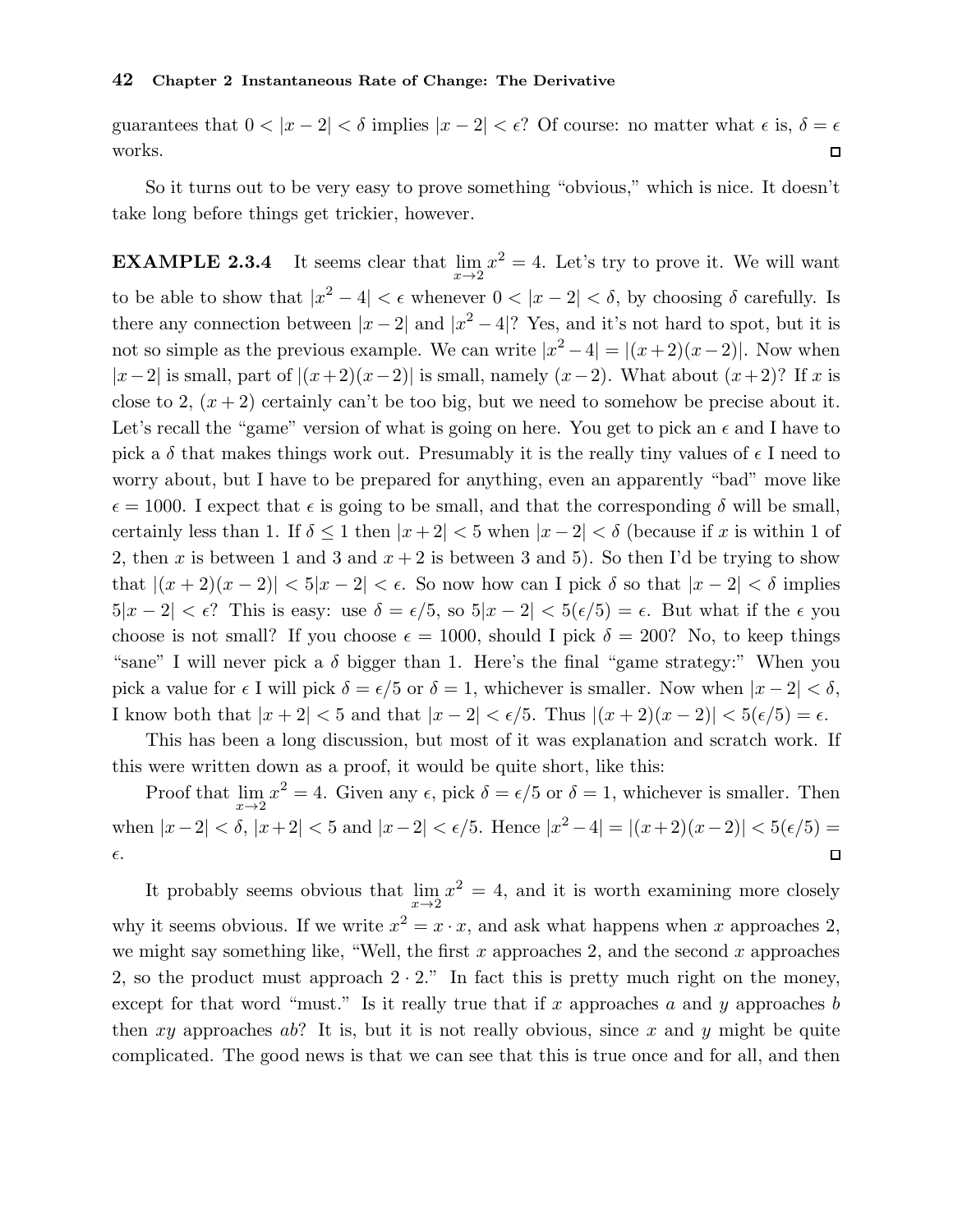guarantees that $0 < |x - 2| < \delta$ implies $|x - 2| < \epsilon$? Of course: no matter what $\epsilon$ is, $\delta = \epsilon$ works. □

So it turns out to be very easy to prove something "obvious," which is nice. It doesn't take long before things get trickier, however.

**EXAMPLE 2.3.4** It seems clear that $\lim_{x\to 2} x^2 = 4$. Let's try to prove it. We will want to be able to show that $|x^2 - 4| < \epsilon$ whenever $0 < |x - 2| < \delta$, by choosing $\delta$ carefully. Is there any connection between $|x - 2|$ and $|x^2 - 4|$? Yes, and it's not hard to spot, but it is not so simple as the previous example. We can write $|x^2 - 4| = |(x+2)(x-2)|$. Now when $|x-2|$ is small, part of $|(x+2)(x-2)|$ is small, namely $(x-2)$. What about $(x+2)$? If $x$ is close to 2, $(x + 2)$ certainly can't be too big, but we need to somehow be precise about it. Let's recall the "game" version of what is going on here. You get to pick an $\epsilon$ and I have to pick a $\delta$ that makes things work out. Presumably it is the really tiny values of $\epsilon$ I need to worry about, but I have to be prepared for anything, even an apparently "bad" move like $\epsilon = 1000$. I expect that $\epsilon$ is going to be small, and that the corresponding $\delta$ will be small, certainly less than 1. If $\delta \le 1$ then $|x + 2| < 5$ when $|x - 2| < \delta$ (because if $x$ is within 1 of 2, then $x$ is between 1 and 3 and $x + 2$ is between 3 and 5). So then I'd be trying to show that $|(x + 2)(x - 2)| < 5|x - 2| < \epsilon$. So now how can I pick $\delta$ so that $|x - 2| < \delta$ implies $5|x - 2| < \epsilon$? This is easy: use $\delta = \epsilon/5$, so $5|x - 2| < 5(\epsilon/5) = \epsilon$. But what if the $\epsilon$ you choose is not small? If you choose $\epsilon = 1000$, should I pick $\delta = 200$? No, to keep things "sane" I will never pick a $\delta$ bigger than 1. Here's the final "game strategy:" When you pick a value for $\epsilon$ I will pick $\delta = \epsilon/5$ or $\delta = 1$, whichever is smaller. Now when $|x - 2| < \delta$, I know both that $|x + 2| < 5$ and that $|x - 2| < \epsilon/5$. Thus $|(x + 2)(x - 2)| < 5(\epsilon/5) = \epsilon$.

This has been a long discussion, but most of it was explanation and scratch work. If this were written down as a proof, it would be quite short, like this:

Proof that $\lim_{x\to 2} x^2 = 4$. Given any $\epsilon$, pick $\delta = \epsilon/5$ or $\delta = 1$, whichever is smaller. Then when $|x-2| < \delta$, $|x+2| < 5$ and $|x-2| < \epsilon/5$. Hence $|x^2-4| = |(x+2)(x-2)| < 5(\epsilon/5) = \epsilon$. □

It probably seems obvious that $\lim_{x\to 2} x^2 = 4$, and it is worth examining more closely why it seems obvious. If we write $x^2 = x \cdot x$, and ask what happens when $x$ approaches 2, we might say something like, "Well, the first $x$ approaches 2, and the second $x$ approaches 2, so the product must approach $2 \cdot 2$." In fact this is pretty much right on the money, except for that word "must." Is it really true that if $x$ approaches $a$ and $y$ approaches $b$ then $xy$ approaches $ab$? It is, but it is not really obvious, since $x$ and $y$ might be quite complicated. The good news is that we can see that this is true once and for all, and then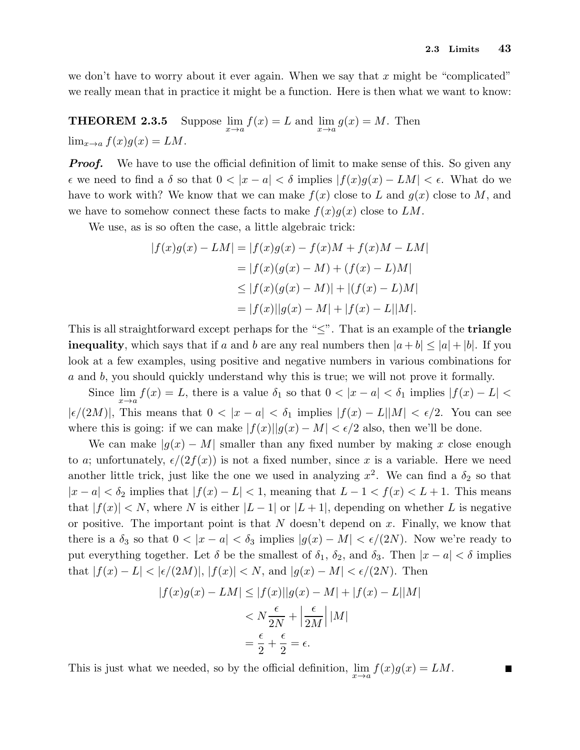we don't have to worry about it ever again. When we say that $x$ might be "complicated" we really mean that in practice it might be a function. Here is then what we want to know:

**THEOREM 2.3.5** Suppose $\lim_{x\to a} f(x) = L$ and $\lim_{x\to a} g(x) = M$. Then $\lim_{x\to a} f(x)g(x) = LM$.

***Proof.*** We have to use the official definition of limit to make sense of this. So given any $\epsilon$ we need to find a $\delta$ so that $0 < |x-a| < \delta$ implies $|f(x)g(x) - LM| < \epsilon$. What do we have to work with? We know that we can make $f(x)$ close to $L$ and $g(x)$ close to $M$, and we have to somehow connect these facts to make $f(x)g(x)$ close to $LM$.

We use, as is so often the case, a little algebraic trick:

$$\begin{aligned}
|f(x)g(x) - LM| &= |f(x)g(x) - f(x)M + f(x)M - LM| \\
&= |f(x)(g(x) - M) + (f(x) - L)M| \\
&\le |f(x)(g(x) - M)| + |(f(x) - L)M| \\
&= |f(x)||g(x) - M| + |f(x) - L||M|.
\end{aligned}$$

This is all straightforward except perhaps for the "$\le$". That is an example of the **triangle inequality**, which says that if $a$ and $b$ are any real numbers then $|a+b| \le |a| + |b|$. If you look at a few examples, using positive and negative numbers in various combinations for $a$ and $b$, you should quickly understand why this is true; we will not prove it formally.

Since $\lim_{x\to a} f(x) = L$, there is a value $\delta_1$ so that $0 < |x-a| < \delta_1$ implies $|f(x) - L| < |\epsilon/(2M)|$, This means that $0 < |x-a| < \delta_1$ implies $|f(x) - L||M| < \epsilon/2$. You can see where this is going: if we can make $|f(x)||g(x) - M| < \epsilon/2$ also, then we'll be done.

We can make $|g(x) - M|$ smaller than any fixed number by making $x$ close enough to $a$; unfortunately, $\epsilon/(2f(x))$ is not a fixed number, since $x$ is a variable. Here we need another little trick, just like the one we used in analyzing $x^2$. We can find a $\delta_2$ so that $|x-a| < \delta_2$ implies that $|f(x) - L| < 1$, meaning that $L - 1 < f(x) < L + 1$. This means that $|f(x)| < N$, where $N$ is either $|L-1|$ or $|L+1|$, depending on whether $L$ is negative or positive. The important point is that $N$ doesn't depend on $x$. Finally, we know that there is a $\delta_3$ so that $0 < |x-a| < \delta_3$ implies $|g(x) - M| < \epsilon/(2N)$. Now we're ready to put everything together. Let $\delta$ be the smallest of $\delta_1$, $\delta_2$, and $\delta_3$. Then $|x-a| < \delta$ implies that $|f(x) - L| < |\epsilon/(2M)|$, $|f(x)| < N$, and $|g(x) - M| < \epsilon/(2N)$. Then

$$\begin{aligned}
|f(x)g(x) - LM| &\le |f(x)||g(x) - M| + |f(x) - L||M| \\
&< N\frac{\epsilon}{2N} + \left|\frac{\epsilon}{2M}\right||M| \\
&= \frac{\epsilon}{2} + \frac{\epsilon}{2} = \epsilon.
\end{aligned}$$

This is just what we needed, so by the official definition, $\lim_{x\to a} f(x)g(x) = LM$. ∎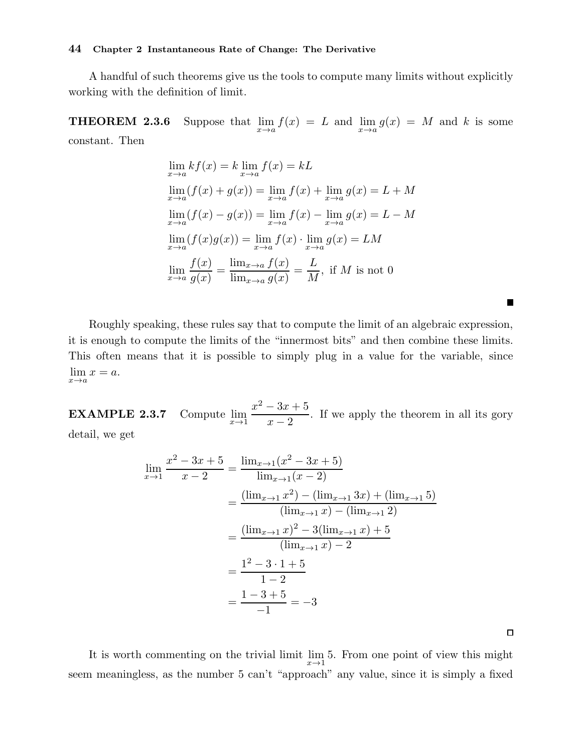A handful of such theorems give us the tools to compute many limits without explicitly working with the definition of limit.

**THEOREM 2.3.6** Suppose that $\lim_{x\to a} f(x) = L$ and $\lim_{x\to a} g(x) = M$ and $k$ is some constant. Then

$$\begin{aligned}
&\lim_{x\to a} kf(x) = k\lim_{x\to a} f(x) = kL \\
&\lim_{x\to a}(f(x)+g(x)) = \lim_{x\to a} f(x) + \lim_{x\to a} g(x) = L + M \\
&\lim_{x\to a}(f(x)-g(x)) = \lim_{x\to a} f(x) - \lim_{x\to a} g(x) = L - M \\
&\lim_{x\to a}(f(x)g(x)) = \lim_{x\to a} f(x)\cdot \lim_{x\to a} g(x) = LM \\
&\lim_{x\to a}\frac{f(x)}{g(x)} = \frac{\lim_{x\to a} f(x)}{\lim_{x\to a} g(x)} = \frac{L}{M},\ \text{if } M \text{ is not } 0
\end{aligned}$$

■

Roughly speaking, these rules say that to compute the limit of an algebraic expression, it is enough to compute the limits of the "innermost bits" and then combine these limits. This often means that it is possible to simply plug in a value for the variable, since $\lim_{x\to a} x = a$.

**EXAMPLE 2.3.7** Compute $\lim_{x\to 1}\frac{x^2-3x+5}{x-2}$. If we apply the theorem in all its gory detail, we get

$$\begin{aligned}
\lim_{x\to 1}\frac{x^2-3x+5}{x-2} &= \frac{\lim_{x\to 1}(x^2-3x+5)}{\lim_{x\to 1}(x-2)} \\
&= \frac{(\lim_{x\to 1} x^2) - (\lim_{x\to 1} 3x) + (\lim_{x\to 1} 5)}{(\lim_{x\to 1} x) - (\lim_{x\to 1} 2)} \\
&= \frac{(\lim_{x\to 1} x)^2 - 3(\lim_{x\to 1} x) + 5}{(\lim_{x\to 1} x) - 2} \\
&= \frac{1^2 - 3\cdot 1 + 5}{1-2} \\
&= \frac{1-3+5}{-1} = -3
\end{aligned}$$

□

It is worth commenting on the trivial limit $\lim_{x\to 1} 5$. From one point of view this might seem meaningless, as the number 5 can't "approach" any value, since it is simply a fixed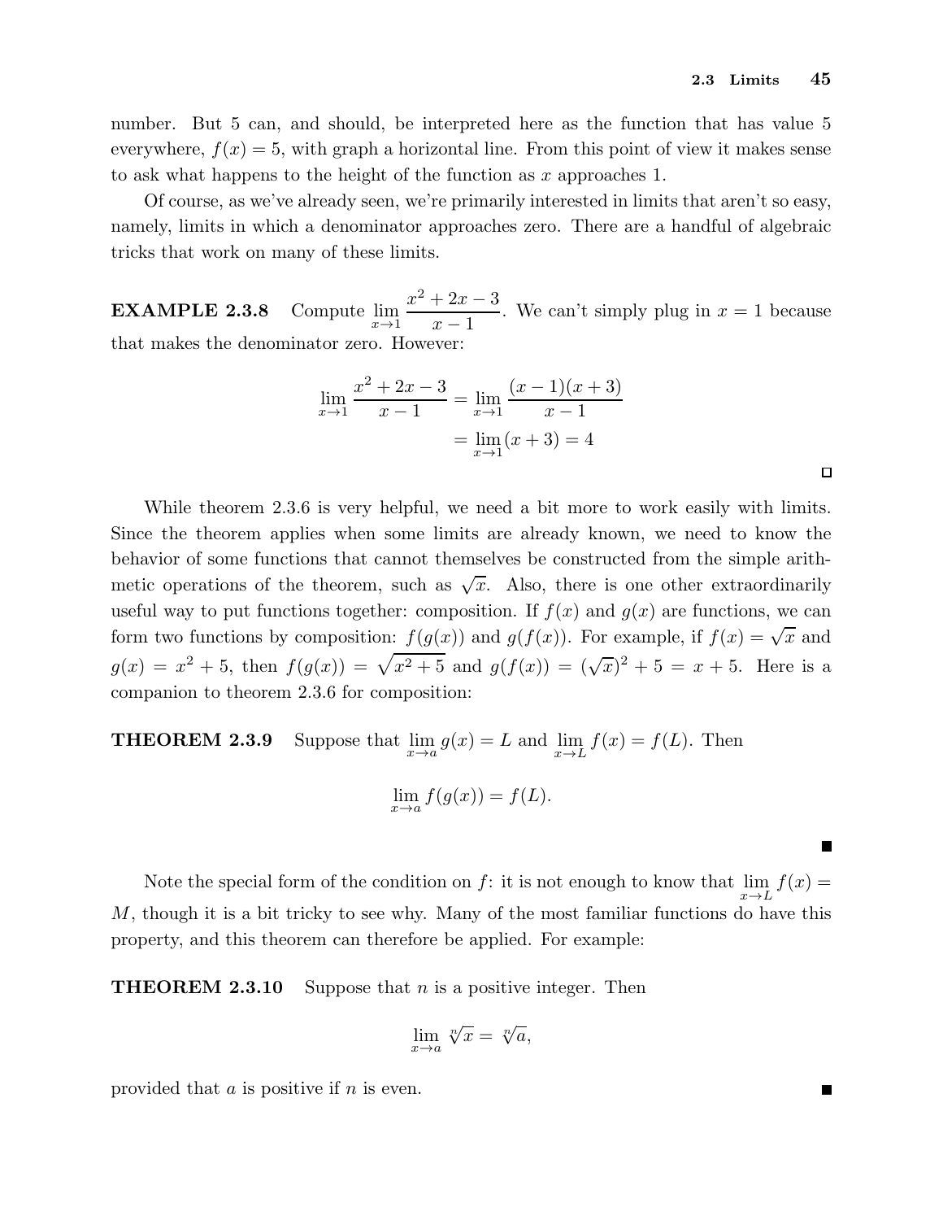number. But 5 can, and should, be interpreted here as the function that has value 5 everywhere, $f(x) = 5$, with graph a horizontal line. From this point of view it makes sense to ask what happens to the height of the function as $x$ approaches 1.

Of course, as we've already seen, we're primarily interested in limits that aren't so easy, namely, limits in which a denominator approaches zero. There are a handful of algebraic tricks that work on many of these limits.

**EXAMPLE 2.3.8** Compute $\lim_{x \to 1} \frac{x^2 + 2x - 3}{x - 1}$. We can't simply plug in $x = 1$ because that makes the denominator zero. However:

$$
\begin{aligned}
\lim_{x \to 1} \frac{x^2 + 2x - 3}{x - 1} &= \lim_{x \to 1} \frac{(x - 1)(x + 3)}{x - 1} \\
&= \lim_{x \to 1} (x + 3) = 4
\end{aligned}
$$

□

While theorem 2.3.6 is very helpful, we need a bit more to work easily with limits. Since the theorem applies when some limits are already known, we need to know the behavior of some functions that cannot themselves be constructed from the simple arithmetic operations of the theorem, such as $\sqrt{x}$. Also, there is one other extraordinarily useful way to put functions together: composition. If $f(x)$ and $g(x)$ are functions, we can form two functions by composition: $f(g(x))$ and $g(f(x))$. For example, if $f(x) = \sqrt{x}$ and $g(x) = x^2 + 5$, then $f(g(x)) = \sqrt{x^2 + 5}$ and $g(f(x)) = (\sqrt{x})^2 + 5 = x + 5$. Here is a companion to theorem 2.3.6 for composition:

**THEOREM 2.3.9** Suppose that $\lim_{x \to a} g(x) = L$ and $\lim_{x \to L} f(x) = f(L)$. Then

$$\lim_{x \to a} f(g(x)) = f(L).$$

■

Note the special form of the condition on $f$: it is not enough to know that $\lim_{x \to L} f(x) = M$, though it is a bit tricky to see why. Many of the most familiar functions do have this property, and this theorem can therefore be applied. For example:

**THEOREM 2.3.10** Suppose that $n$ is a positive integer. Then

$$\lim_{x \to a} \sqrt[n]{x} = \sqrt[n]{a},$$

provided that $a$ is positive if $n$ is even.

■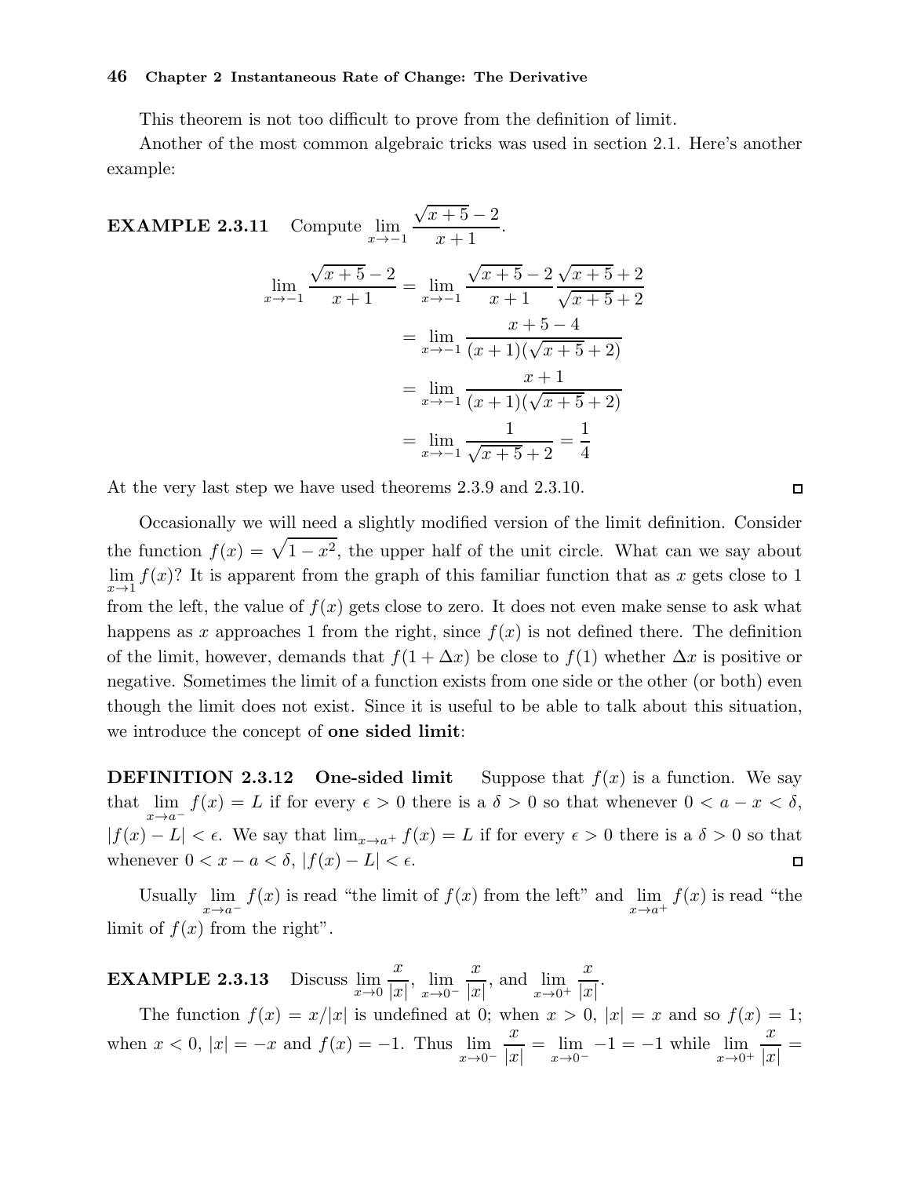This theorem is not too difficult to prove from the definition of limit.

Another of the most common algebraic tricks was used in section 2.1. Here's another example:

**EXAMPLE 2.3.11** Compute $\displaystyle\lim_{x\to -1} \frac{\sqrt{x+5}-2}{x+1}$.

$$
\begin{aligned}
\lim_{x\to -1} \frac{\sqrt{x+5}-2}{x+1} &= \lim_{x\to -1} \frac{\sqrt{x+5}-2}{x+1} \frac{\sqrt{x+5}+2}{\sqrt{x+5}+2} \\
&= \lim_{x\to -1} \frac{x+5-4}{(x+1)(\sqrt{x+5}+2)} \\
&= \lim_{x\to -1} \frac{x+1}{(x+1)(\sqrt{x+5}+2)} \\
&= \lim_{x\to -1} \frac{1}{\sqrt{x+5}+2} = \frac{1}{4}
\end{aligned}
$$

At the very last step we have used theorems 2.3.9 and 2.3.10. □

Occasionally we will need a slightly modified version of the limit definition. Consider the function $f(x) = \sqrt{1-x^2}$, the upper half of the unit circle. What can we say about $\displaystyle\lim_{x\to 1} f(x)$? It is apparent from the graph of this familiar function that as $x$ gets close to 1 from the left, the value of $f(x)$ gets close to zero. It does not even make sense to ask what happens as $x$ approaches 1 from the right, since $f(x)$ is not defined there. The definition of the limit, however, demands that $f(1+\Delta x)$ be close to $f(1)$ whether $\Delta x$ is positive or negative. Sometimes the limit of a function exists from one side or the other (or both) even though the limit does not exist. Since it is useful to be able to talk about this situation, we introduce the concept of **one sided limit**:

**DEFINITION 2.3.12** **One-sided limit** Suppose that $f(x)$ is a function. We say that $\displaystyle\lim_{x\to a^-} f(x) = L$ if for every $\epsilon > 0$ there is a $\delta > 0$ so that whenever $0 < a - x < \delta$, $|f(x) - L| < \epsilon$. We say that $\lim_{x\to a^+} f(x) = L$ if for every $\epsilon > 0$ there is a $\delta > 0$ so that whenever $0 < x - a < \delta$, $|f(x) - L| < \epsilon$. □

Usually $\displaystyle\lim_{x\to a^-} f(x)$ is read "the limit of $f(x)$ from the left" and $\displaystyle\lim_{x\to a^+} f(x)$ is read "the limit of $f(x)$ from the right".

**EXAMPLE 2.3.13** Discuss $\displaystyle\lim_{x\to 0} \frac{x}{|x|}$, $\displaystyle\lim_{x\to 0^-} \frac{x}{|x|}$, and $\displaystyle\lim_{x\to 0^+} \frac{x}{|x|}$.

The function $f(x) = x/|x|$ is undefined at 0; when $x > 0$, $|x| = x$ and so $f(x) = 1$; when $x < 0$, $|x| = -x$ and $f(x) = -1$. Thus $\displaystyle\lim_{x\to 0^-} \frac{x}{|x|} = \lim_{x\to 0^-} -1 = -1$ while $\displaystyle\lim_{x\to 0^+} \frac{x}{|x|} =$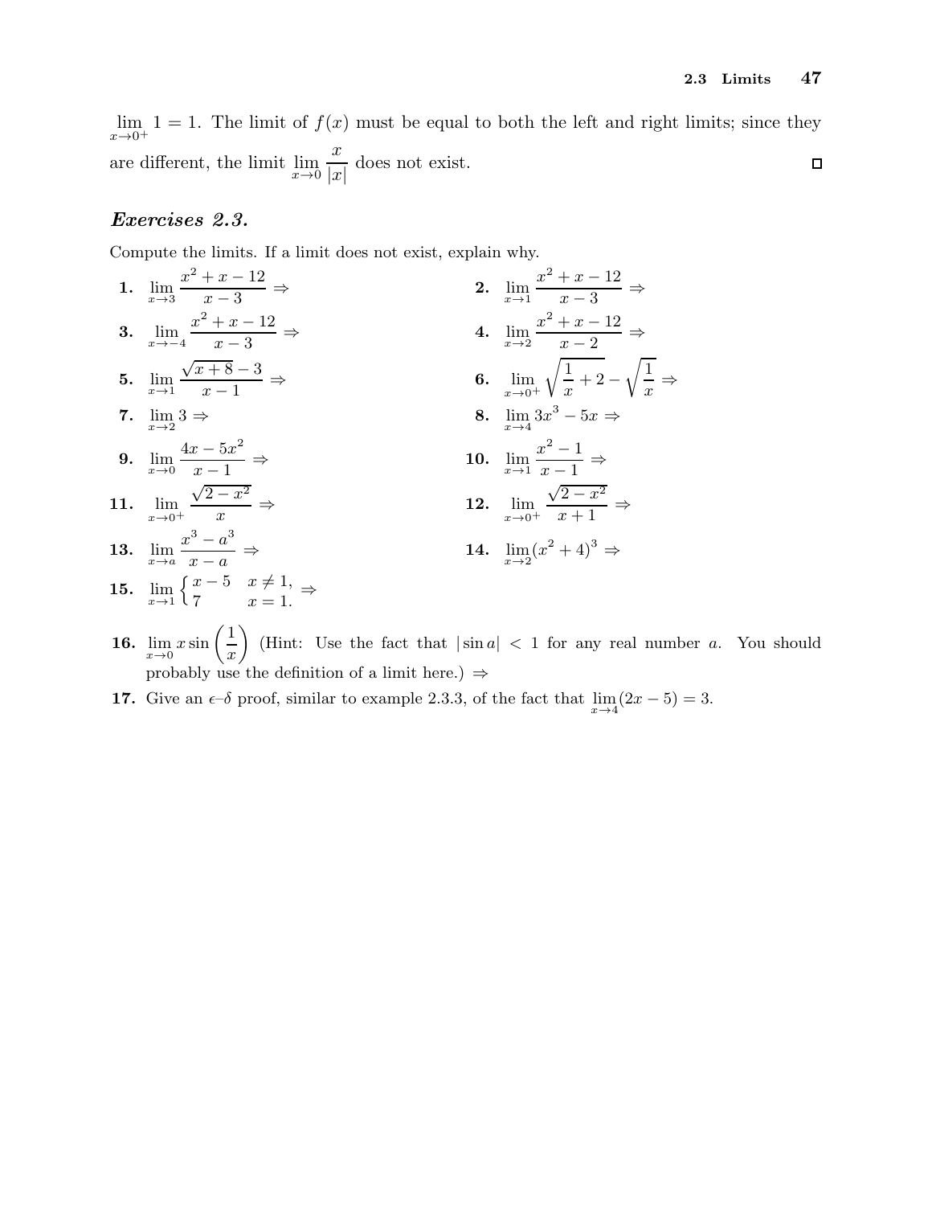$\lim_{x\to 0^+} 1 = 1$. The limit of $f(x)$ must be equal to both the left and right limits; since they are different, the limit $\lim_{x\to 0} \frac{x}{|x|}$ does not exist. □

### *Exercises 2.3.*

Compute the limits. If a limit does not exist, explain why.

**1.** $\lim_{x\to 3} \dfrac{x^2+x-12}{x-3} \Rightarrow$

**2.** $\lim_{x\to 1} \dfrac{x^2+x-12}{x-3} \Rightarrow$

**3.** $\lim_{x\to -4} \dfrac{x^2+x-12}{x-3} \Rightarrow$

**4.** $\lim_{x\to 2} \dfrac{x^2+x-12}{x-2} \Rightarrow$

**5.** $\lim_{x\to 1} \dfrac{\sqrt{x+8}-3}{x-1} \Rightarrow$

**6.** $\lim_{x\to 0^+} \sqrt{\dfrac{1}{x}+2} - \sqrt{\dfrac{1}{x}} \Rightarrow$

**7.** $\lim_{x\to 2} 3 \Rightarrow$

**8.** $\lim_{x\to 4} 3x^3 - 5x \Rightarrow$

**9.** $\lim_{x\to 0} \dfrac{4x-5x^2}{x-1} \Rightarrow$

**10.** $\lim_{x\to 1} \dfrac{x^2-1}{x-1} \Rightarrow$

**11.** $\lim_{x\to 0^+} \dfrac{\sqrt{2-x^2}}{x} \Rightarrow$

**12.** $\lim_{x\to 0^+} \dfrac{\sqrt{2-x^2}}{x+1} \Rightarrow$

**13.** $\lim_{x\to a} \dfrac{x^3-a^3}{x-a} \Rightarrow$

**14.** $\lim_{x\to 2} (x^2+4)^3 \Rightarrow$

**15.** $\lim_{x\to 1} \begin{cases} x-5 & x \neq 1, \\ 7 & x = 1. \end{cases} \Rightarrow$

**16.** $\lim_{x\to 0} x \sin\left(\dfrac{1}{x}\right)$ (Hint: Use the fact that $|\sin a| < 1$ for any real number $a$. You should probably use the definition of a limit here.) $\Rightarrow$

**17.** Give an $\epsilon$–$\delta$ proof, similar to example 2.3.3, of the fact that $\lim_{x\to 4} (2x-5) = 3$.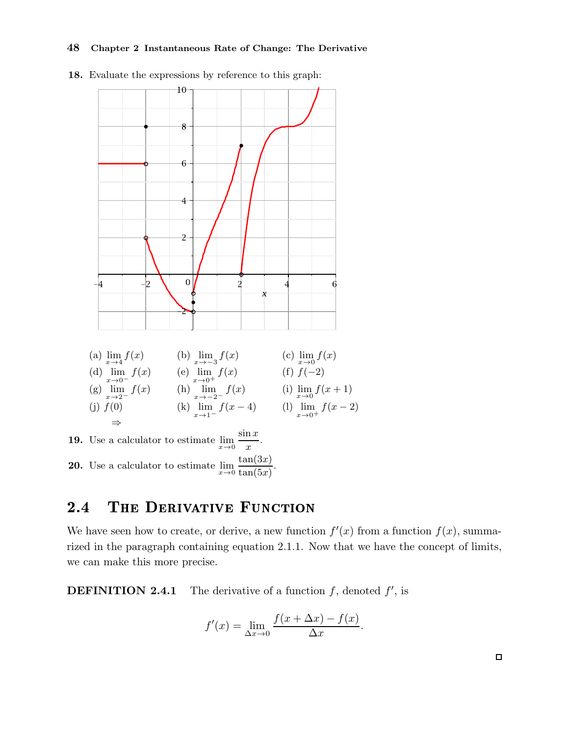**18.** Evaluate the expressions by reference to this graph:

(a) $\lim_{x\to 4} f(x)$ (b) $\lim_{x\to -3} f(x)$ (c) $\lim_{x\to 0} f(x)$

(d) $\lim_{x\to 0^-} f(x)$ (e) $\lim_{x\to 0^+} f(x)$ (f) $f(-2)$

(g) $\lim_{x\to 2^-} f(x)$ (h) $\lim_{x\to -2^-} f(x)$ (i) $\lim_{x\to 0} f(x+1)$

(j) $f(0)$ (k) $\lim_{x\to 1^-} f(x-4)$ (l) $\lim_{x\to 0^+} f(x-2)$

⇒

**19.** Use a calculator to estimate $\lim_{x\to 0} \dfrac{\sin x}{x}$.

**20.** Use a calculator to estimate $\lim_{x\to 0} \dfrac{\tan(3x)}{\tan(5x)}$.

## 2.4 The Derivative Function

We have seen how to create, or derive, a new function $f'(x)$ from a function $f(x)$, summarized in the paragraph containing equation 2.1.1. Now that we have the concept of limits, we can make this more precise.

**DEFINITION 2.4.1** The derivative of a function $f$, denoted $f'$, is

$$f'(x) = \lim_{\Delta x\to 0} \frac{f(x+\Delta x) - f(x)}{\Delta x}.$$

□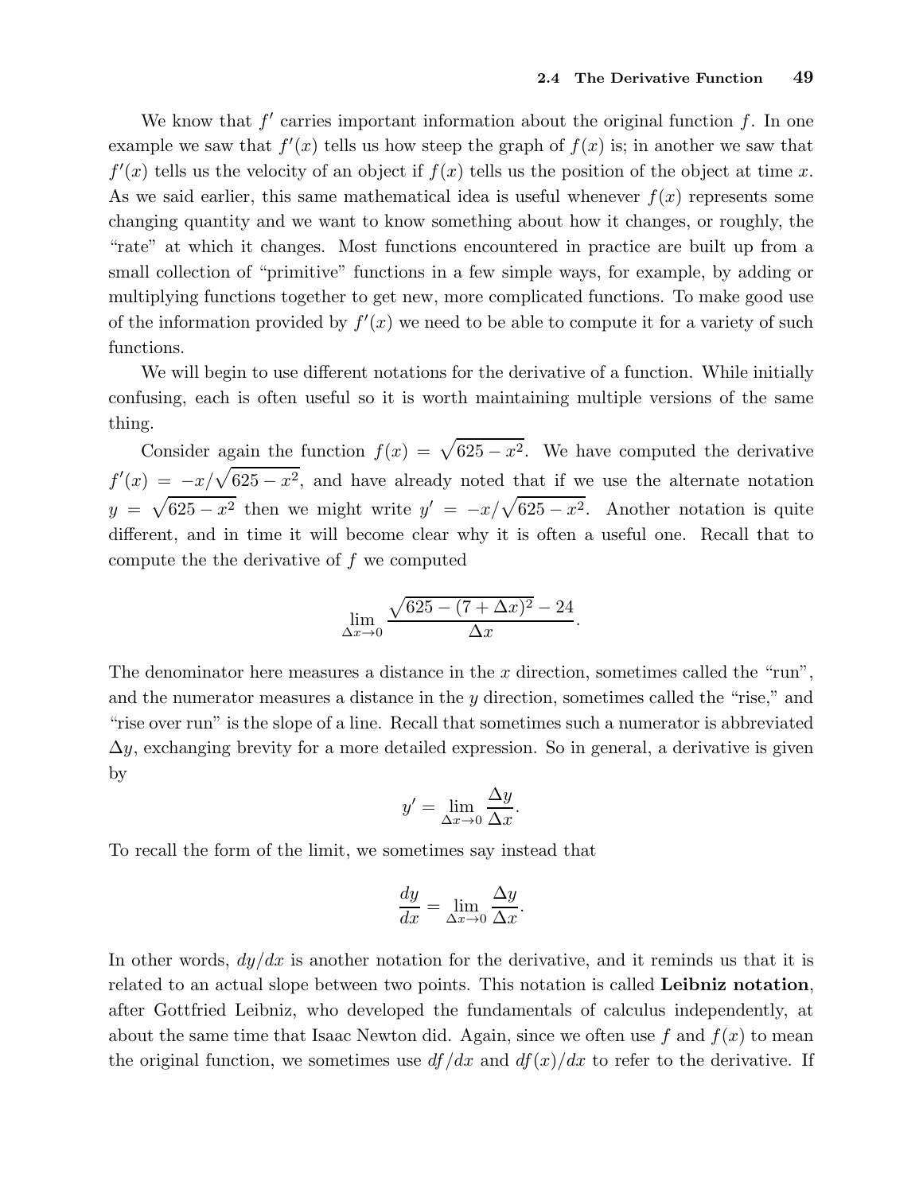We know that $f'$ carries important information about the original function $f$. In one example we saw that $f'(x)$ tells us how steep the graph of $f(x)$ is; in another we saw that $f'(x)$ tells us the velocity of an object if $f(x)$ tells us the position of the object at time $x$. As we said earlier, this same mathematical idea is useful whenever $f(x)$ represents some changing quantity and we want to know something about how it changes, or roughly, the "rate" at which it changes. Most functions encountered in practice are built up from a small collection of "primitive" functions in a few simple ways, for example, by adding or multiplying functions together to get new, more complicated functions. To make good use of the information provided by $f'(x)$ we need to be able to compute it for a variety of such functions.

We will begin to use different notations for the derivative of a function. While initially confusing, each is often useful so it is worth maintaining multiple versions of the same thing.

Consider again the function $f(x) = \sqrt{625 - x^2}$. We have computed the derivative $f'(x) = -x/\sqrt{625 - x^2}$, and have already noted that if we use the alternate notation $y = \sqrt{625 - x^2}$ then we might write $y' = -x/\sqrt{625 - x^2}$. Another notation is quite different, and in time it will become clear why it is often a useful one. Recall that to compute the the derivative of $f$ we computed

$$\lim_{\Delta x \to 0} \frac{\sqrt{625 - (7 + \Delta x)^2} - 24}{\Delta x}.$$

The denominator here measures a distance in the $x$ direction, sometimes called the "run", and the numerator measures a distance in the $y$ direction, sometimes called the "rise," and "rise over run" is the slope of a line. Recall that sometimes such a numerator is abbreviated $\Delta y$, exchanging brevity for a more detailed expression. So in general, a derivative is given by

$$y' = \lim_{\Delta x \to 0} \frac{\Delta y}{\Delta x}.$$

To recall the form of the limit, we sometimes say instead that

$$\frac{dy}{dx} = \lim_{\Delta x \to 0} \frac{\Delta y}{\Delta x}.$$

In other words, $dy/dx$ is another notation for the derivative, and it reminds us that it is related to an actual slope between two points. This notation is called **Leibniz notation**, after Gottfried Leibniz, who developed the fundamentals of calculus independently, at about the same time that Isaac Newton did. Again, since we often use $f$ and $f(x)$ to mean the original function, we sometimes use $df/dx$ and $df(x)/dx$ to refer to the derivative. If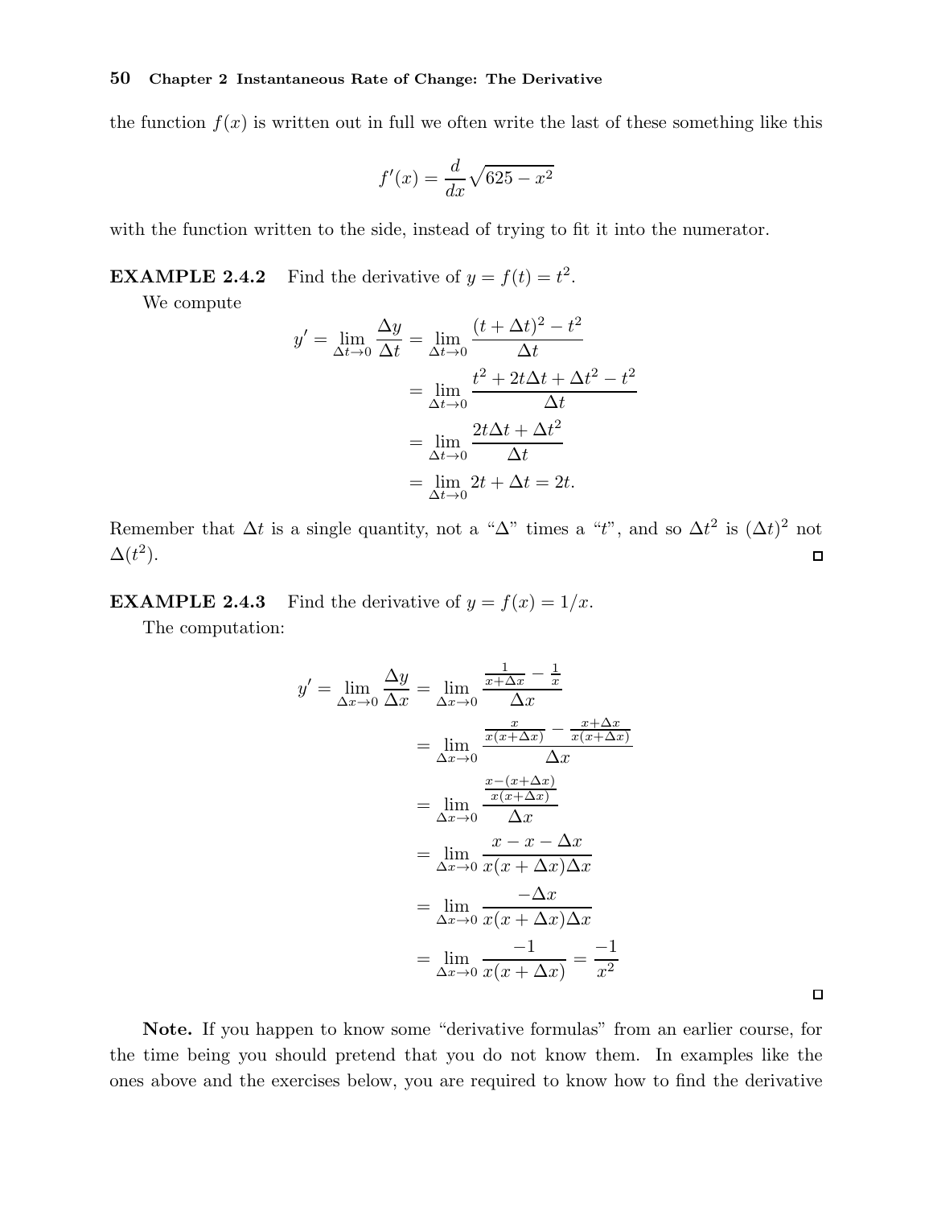the function $f(x)$ is written out in full we often write the last of these something like this

$$f'(x) = \frac{d}{dx}\sqrt{625 - x^2}$$

with the function written to the side, instead of trying to fit it into the numerator.

**EXAMPLE 2.4.2** Find the derivative of $y = f(t) = t^2$.

We compute

$$\begin{aligned}
y' = \lim_{\Delta t \to 0} \frac{\Delta y}{\Delta t} &= \lim_{\Delta t \to 0} \frac{(t + \Delta t)^2 - t^2}{\Delta t} \\
&= \lim_{\Delta t \to 0} \frac{t^2 + 2t\Delta t + \Delta t^2 - t^2}{\Delta t} \\
&= \lim_{\Delta t \to 0} \frac{2t\Delta t + \Delta t^2}{\Delta t} \\
&= \lim_{\Delta t \to 0} 2t + \Delta t = 2t.
\end{aligned}$$

Remember that $\Delta t$ is a single quantity, not a "$\Delta$" times a "$t$", and so $\Delta t^2$ is $(\Delta t)^2$ not $\Delta(t^2)$. □

**EXAMPLE 2.4.3** Find the derivative of $y = f(x) = 1/x$.

The computation:

$$\begin{aligned}
y' = \lim_{\Delta x \to 0} \frac{\Delta y}{\Delta x} &= \lim_{\Delta x \to 0} \frac{\frac{1}{x + \Delta x} - \frac{1}{x}}{\Delta x} \\
&= \lim_{\Delta x \to 0} \frac{\frac{x}{x(x + \Delta x)} - \frac{x + \Delta x}{x(x + \Delta x)}}{\Delta x} \\
&= \lim_{\Delta x \to 0} \frac{\frac{x - (x + \Delta x)}{x(x + \Delta x)}}{\Delta x} \\
&= \lim_{\Delta x \to 0} \frac{x - x - \Delta x}{x(x + \Delta x)\Delta x} \\
&= \lim_{\Delta x \to 0} \frac{-\Delta x}{x(x + \Delta x)\Delta x} \\
&= \lim_{\Delta x \to 0} \frac{-1}{x(x + \Delta x)} = \frac{-1}{x^2}
\end{aligned}$$

□

**Note.** If you happen to know some "derivative formulas" from an earlier course, for the time being you should pretend that you do not know them. In examples like the ones above and the exercises below, you are required to know how to find the derivative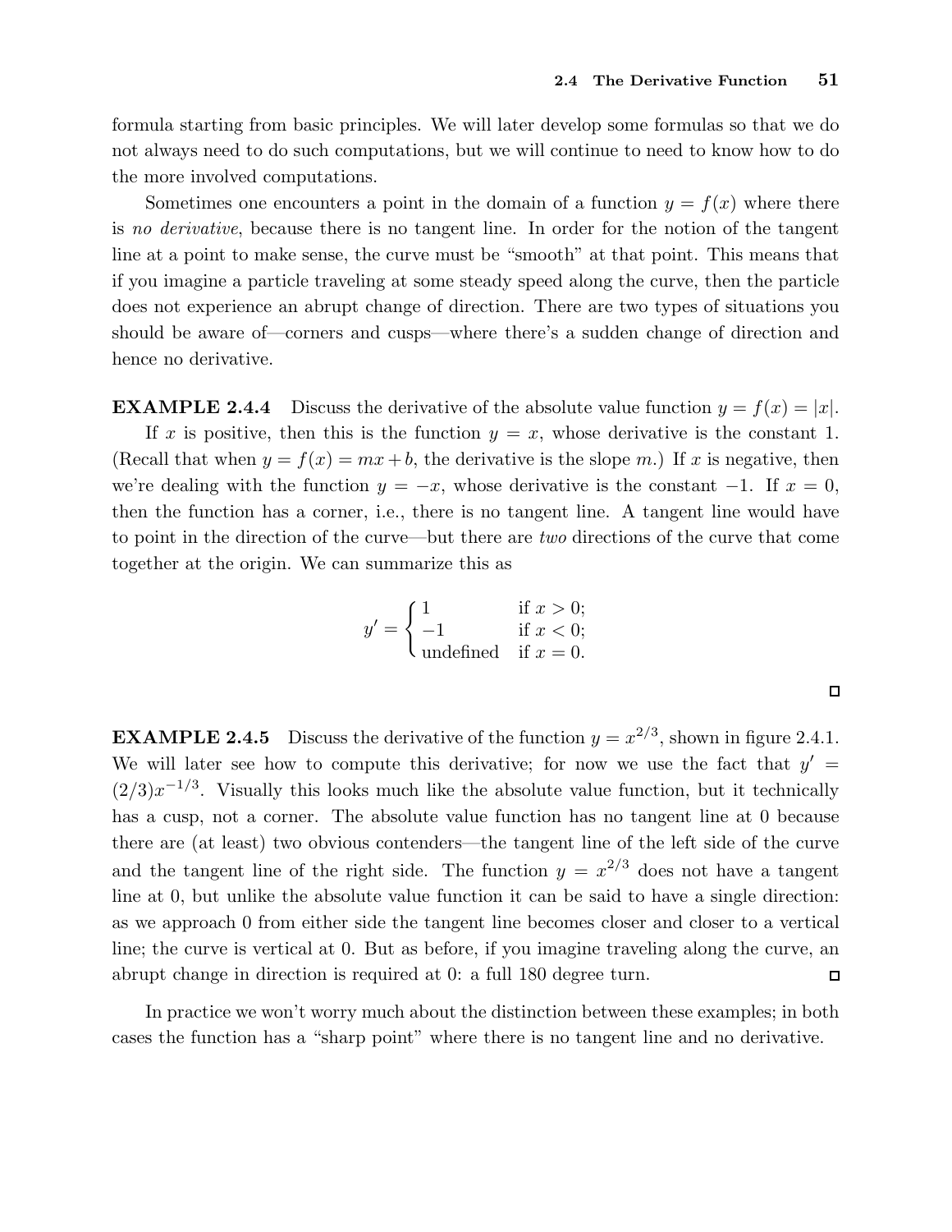formula starting from basic principles. We will later develop some formulas so that we do not always need to do such computations, but we will continue to need to know how to do the more involved computations.

Sometimes one encounters a point in the domain of a function $y = f(x)$ where there is *no derivative*, because there is no tangent line. In order for the notion of the tangent line at a point to make sense, the curve must be "smooth" at that point. This means that if you imagine a particle traveling at some steady speed along the curve, then the particle does not experience an abrupt change of direction. There are two types of situations you should be aware of—corners and cusps—where there's a sudden change of direction and hence no derivative.

**EXAMPLE 2.4.4** Discuss the derivative of the absolute value function $y = f(x) = |x|$.

If $x$ is positive, then this is the function $y = x$, whose derivative is the constant 1. (Recall that when $y = f(x) = mx + b$, the derivative is the slope $m$.) If $x$ is negative, then we're dealing with the function $y = -x$, whose derivative is the constant $-1$. If $x = 0$, then the function has a corner, i.e., there is no tangent line. A tangent line would have to point in the direction of the curve—but there are *two* directions of the curve that come together at the origin. We can summarize this as

$$y' = \begin{cases} 1 & \text{if } x > 0; \\ -1 & \text{if } x < 0; \\ \text{undefined} & \text{if } x = 0. \end{cases}$$

□

**EXAMPLE 2.4.5** Discuss the derivative of the function $y = x^{2/3}$, shown in figure 2.4.1. We will later see how to compute this derivative; for now we use the fact that $y' = (2/3)x^{-1/3}$. Visually this looks much like the absolute value function, but it technically has a cusp, not a corner. The absolute value function has no tangent line at 0 because there are (at least) two obvious contenders—the tangent line of the left side of the curve and the tangent line of the right side. The function $y = x^{2/3}$ does not have a tangent line at 0, but unlike the absolute value function it can be said to have a single direction: as we approach 0 from either side the tangent line becomes closer and closer to a vertical line; the curve is vertical at 0. But as before, if you imagine traveling along the curve, an abrupt change in direction is required at 0: a full 180 degree turn. □

In practice we won't worry much about the distinction between these examples; in both cases the function has a "sharp point" where there is no tangent line and no derivative.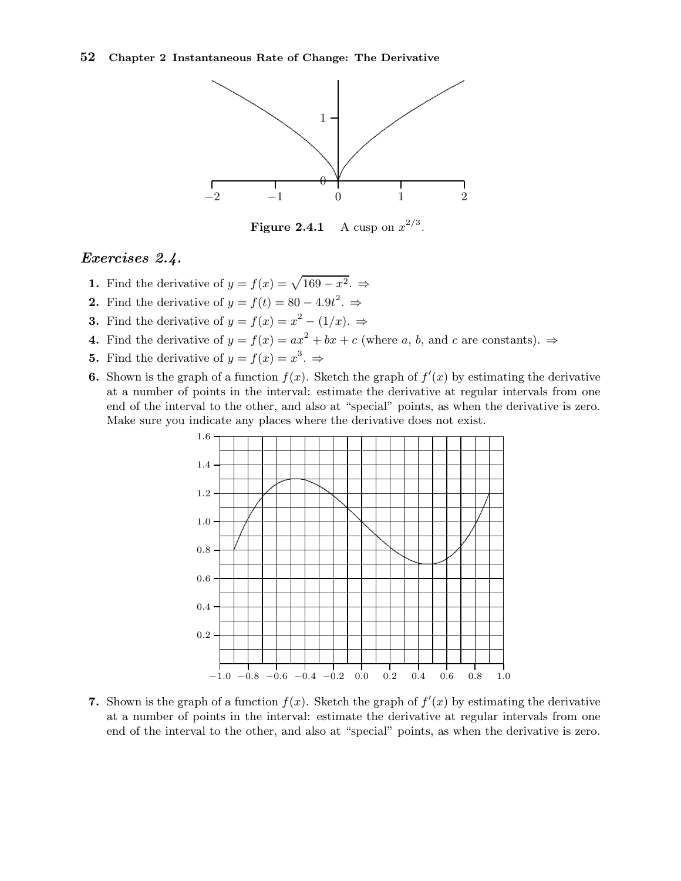**Figure 2.4.1** A cusp on $x^{2/3}$.

### *Exercises 2.4.*

1. Find the derivative of $y = f(x) = \sqrt{169 - x^2}$. ⇒
2. Find the derivative of $y = f(t) = 80 - 4.9t^2$. ⇒
3. Find the derivative of $y = f(x) = x^2 - (1/x)$. ⇒
4. Find the derivative of $y = f(x) = ax^2 + bx + c$ (where $a$, $b$, and $c$ are constants). ⇒
5. Find the derivative of $y = f(x) = x^3$. ⇒
6. Shown is the graph of a function $f(x)$. Sketch the graph of $f'(x)$ by estimating the derivative at a number of points in the interval: estimate the derivative at regular intervals from one end of the interval to the other, and also at "special" points, as when the derivative is zero. Make sure you indicate any places where the derivative does not exist.

7. Shown is the graph of a function $f(x)$. Sketch the graph of $f'(x)$ by estimating the derivative at a number of points in the interval: estimate the derivative at regular intervals from one end of the interval to the other, and also at "special" points, as when the derivative is zero.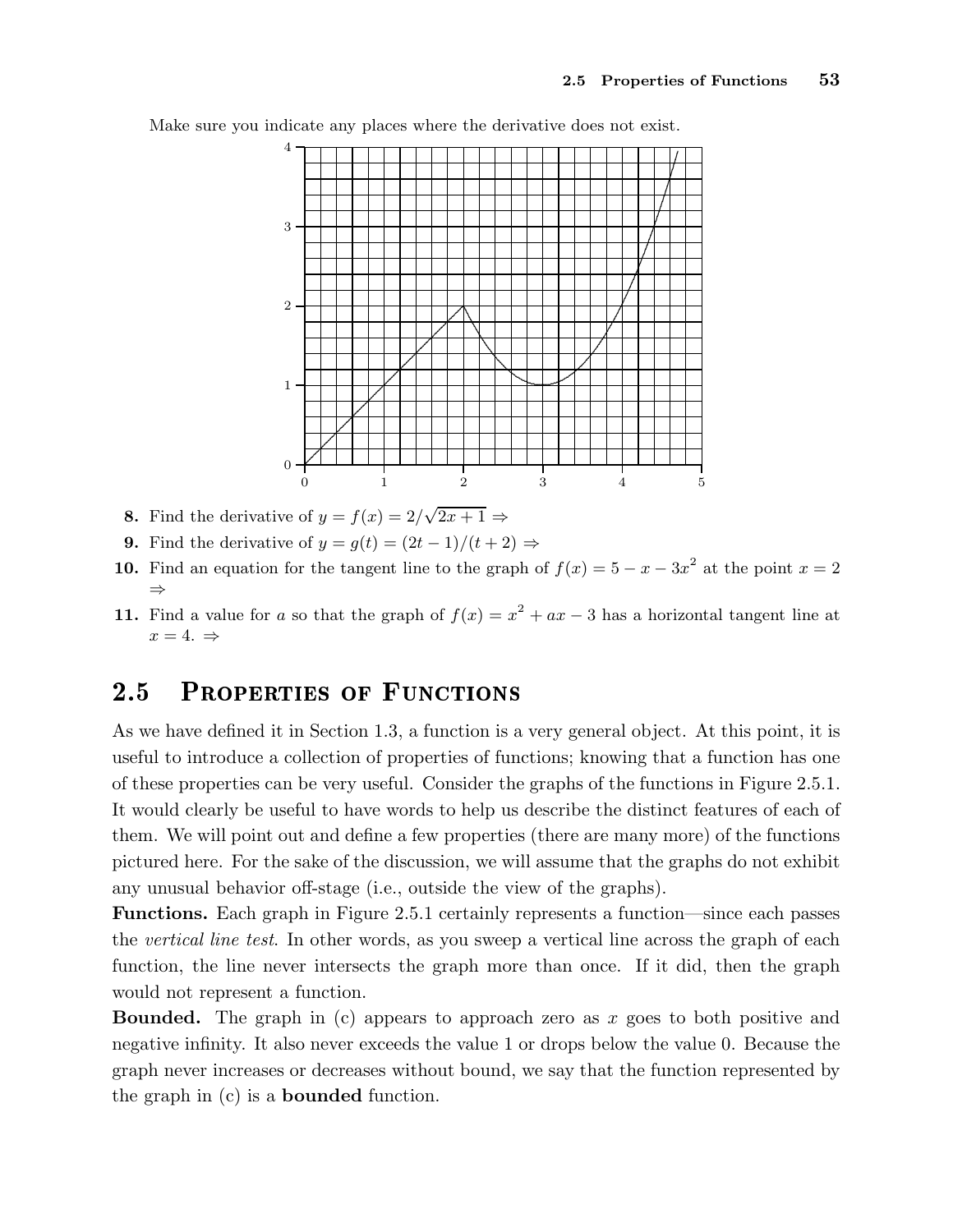Make sure you indicate any places where the derivative does not exist.

**8.** Find the derivative of $y = f(x) = 2/\sqrt{2x+1}$ ⇒

**9.** Find the derivative of $y = g(t) = (2t-1)/(t+2)$ ⇒

**10.** Find an equation for the tangent line to the graph of $f(x) = 5 - x - 3x^2$ at the point $x = 2$ ⇒

**11.** Find a value for $a$ so that the graph of $f(x) = x^2 + ax - 3$ has a horizontal tangent line at $x = 4$. ⇒

## 2.5 Properties of Functions

As we have defined it in Section 1.3, a function is a very general object. At this point, it is useful to introduce a collection of properties of functions; knowing that a function has one of these properties can be very useful. Consider the graphs of the functions in Figure 2.5.1. It would clearly be useful to have words to help us describe the distinct features of each of them. We will point out and define a few properties (there are many more) of the functions pictured here. For the sake of the discussion, we will assume that the graphs do not exhibit any unusual behavior off-stage (i.e., outside the view of the graphs).

**Functions.** Each graph in Figure 2.5.1 certainly represents a function—since each passes the *vertical line test*. In other words, as you sweep a vertical line across the graph of each function, the line never intersects the graph more than once. If it did, then the graph would not represent a function.

**Bounded.** The graph in (c) appears to approach zero as $x$ goes to both positive and negative infinity. It also never exceeds the value 1 or drops below the value 0. Because the graph never increases or decreases without bound, we say that the function represented by the graph in (c) is a **bounded** function.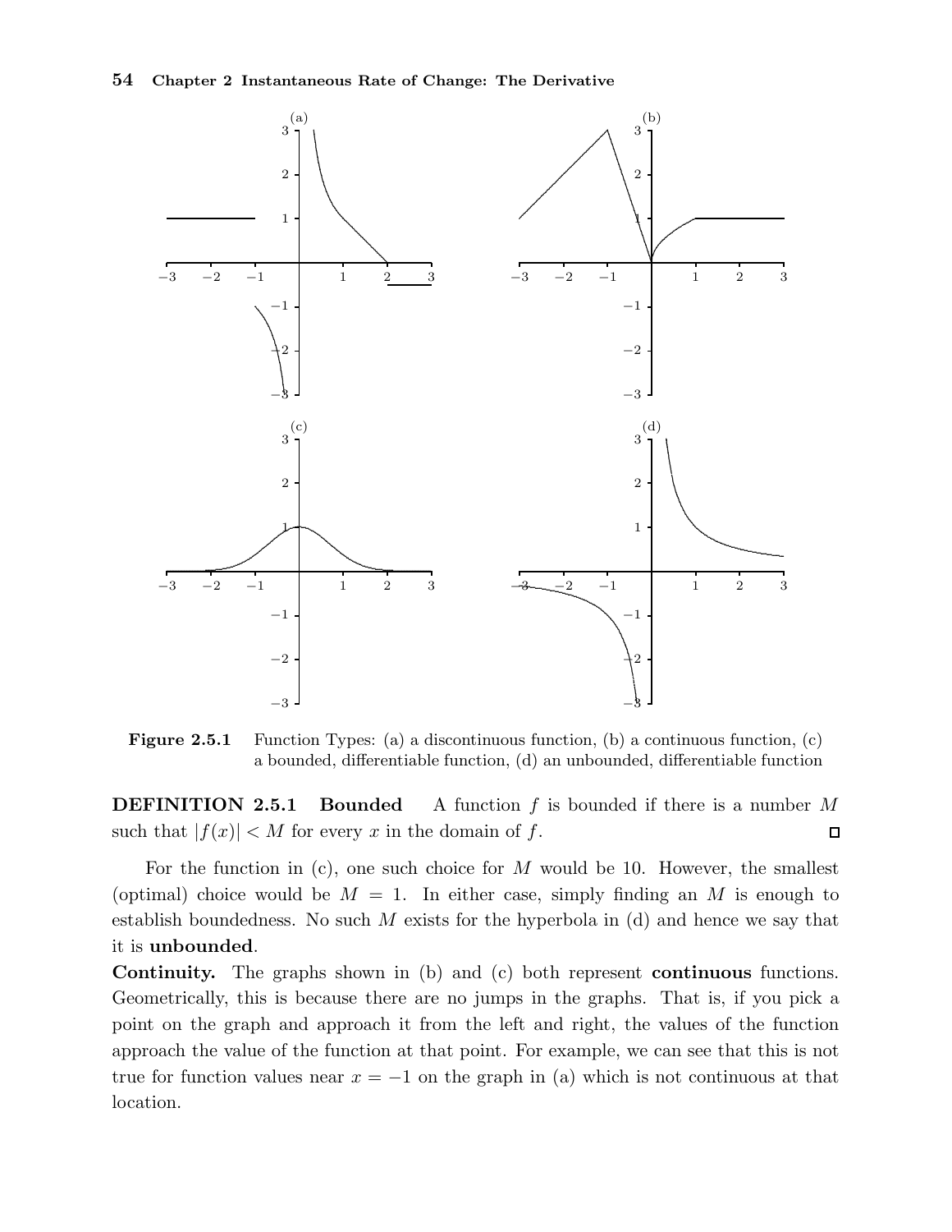**Figure 2.5.1** Function Types: (a) a discontinuous function, (b) a continuous function, (c) a bounded, differentiable function, (d) an unbounded, differentiable function

**DEFINITION 2.5.1 Bounded** A function $f$ is bounded if there is a number $M$ such that $|f(x)| < M$ for every $x$ in the domain of $f$. □

For the function in (c), one such choice for $M$ would be 10. However, the smallest (optimal) choice would be $M = 1$. In either case, simply finding an $M$ is enough to establish boundedness. No such $M$ exists for the hyperbola in (d) and hence we say that it is **unbounded**.

**Continuity.** The graphs shown in (b) and (c) both represent **continuous** functions. Geometrically, this is because there are no jumps in the graphs. That is, if you pick a point on the graph and approach it from the left and right, the values of the function approach the value of the function at that point. For example, we can see that this is not true for function values near $x = -1$ on the graph in (a) which is not continuous at that location.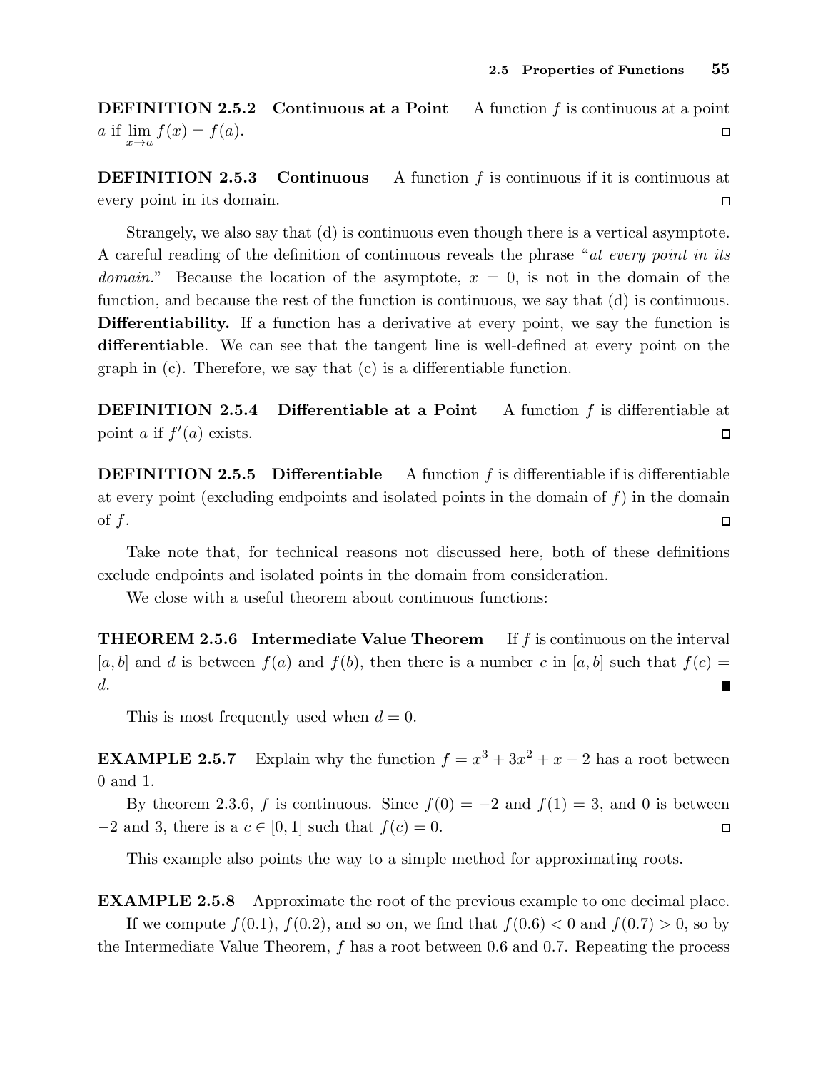**DEFINITION 2.5.2 Continuous at a Point** A function $f$ is continuous at a point $a$ if $\lim_{x \to a} f(x) = f(a)$. □

**DEFINITION 2.5.3 Continuous** A function $f$ is continuous if it is continuous at every point in its domain. □

Strangely, we also say that (d) is continuous even though there is a vertical asymptote. A careful reading of the definition of continuous reveals the phrase "*at every point in its domain.*" Because the location of the asymptote, $x = 0$, is not in the domain of the function, and because the rest of the function is continuous, we say that (d) is continuous.

**Differentiability.** If a function has a derivative at every point, we say the function is **differentiable**. We can see that the tangent line is well-defined at every point on the graph in (c). Therefore, we say that (c) is a differentiable function.

**DEFINITION 2.5.4 Differentiable at a Point** A function $f$ is differentiable at point $a$ if $f'(a)$ exists. □

**DEFINITION 2.5.5 Differentiable** A function $f$ is differentiable if is differentiable at every point (excluding endpoints and isolated points in the domain of $f$) in the domain of $f$. □

Take note that, for technical reasons not discussed here, both of these definitions exclude endpoints and isolated points in the domain from consideration.

We close with a useful theorem about continuous functions:

**THEOREM 2.5.6 Intermediate Value Theorem** If $f$ is continuous on the interval $[a, b]$ and $d$ is between $f(a)$ and $f(b)$, then there is a number $c$ in $[a, b]$ such that $f(c) = d$. ■

This is most frequently used when $d = 0$.

**EXAMPLE 2.5.7** Explain why the function $f = x^3 + 3x^2 + x - 2$ has a root between 0 and 1.

By theorem 2.3.6, $f$ is continuous. Since $f(0) = -2$ and $f(1) = 3$, and 0 is between $-2$ and 3, there is a $c \in [0, 1]$ such that $f(c) = 0$. □

This example also points the way to a simple method for approximating roots.

**EXAMPLE 2.5.8** Approximate the root of the previous example to one decimal place.

If we compute $f(0.1)$, $f(0.2)$, and so on, we find that $f(0.6) < 0$ and $f(0.7) > 0$, so by the Intermediate Value Theorem, $f$ has a root between 0.6 and 0.7. Repeating the process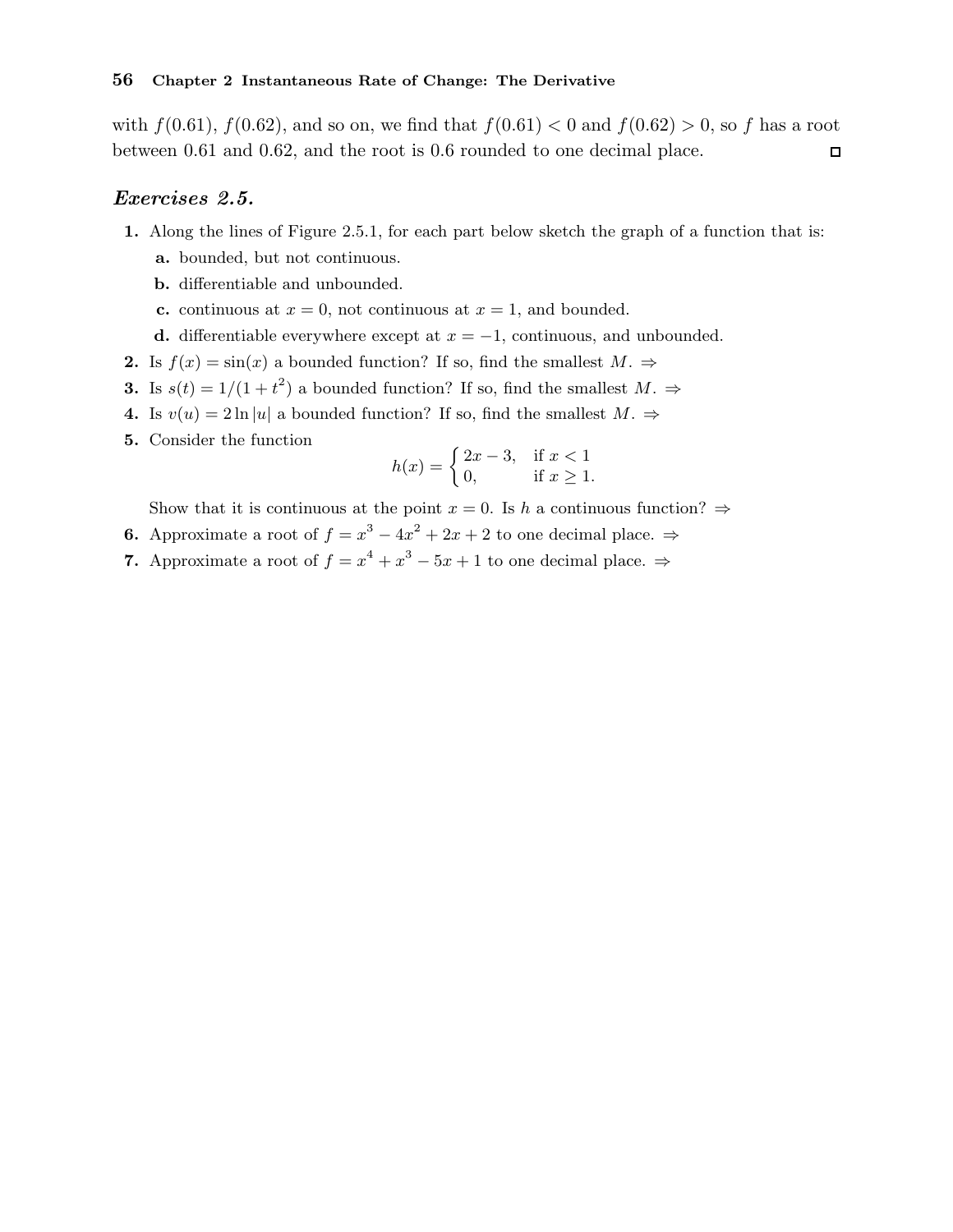with $f(0.61)$, $f(0.62)$, and so on, we find that $f(0.61) < 0$ and $f(0.62) > 0$, so $f$ has a root between 0.61 and 0.62, and the root is 0.6 rounded to one decimal place. □

### *Exercises 2.5.*

1. Along the lines of Figure 2.5.1, for each part below sketch the graph of a function that is:
   **a.** bounded, but not continuous.
   **b.** differentiable and unbounded.
   **c.** continuous at $x = 0$, not continuous at $x = 1$, and bounded.
   **d.** differentiable everywhere except at $x = -1$, continuous, and unbounded.
2. Is $f(x) = \sin(x)$ a bounded function? If so, find the smallest $M$. ⇒
3. Is $s(t) = 1/(1 + t^2)$ a bounded function? If so, find the smallest $M$. ⇒
4. Is $v(u) = 2 \ln |u|$ a bounded function? If so, find the smallest $M$. ⇒
5. Consider the function
   $$h(x) = \begin{cases} 2x - 3, & \text{if } x < 1 \\ 0, & \text{if } x \geq 1. \end{cases}$$
   Show that it is continuous at the point $x = 0$. Is $h$ a continuous function? ⇒
6. Approximate a root of $f = x^3 - 4x^2 + 2x + 2$ to one decimal place. ⇒
7. Approximate a root of $f = x^4 + x^3 - 5x + 1$ to one decimal place. ⇒